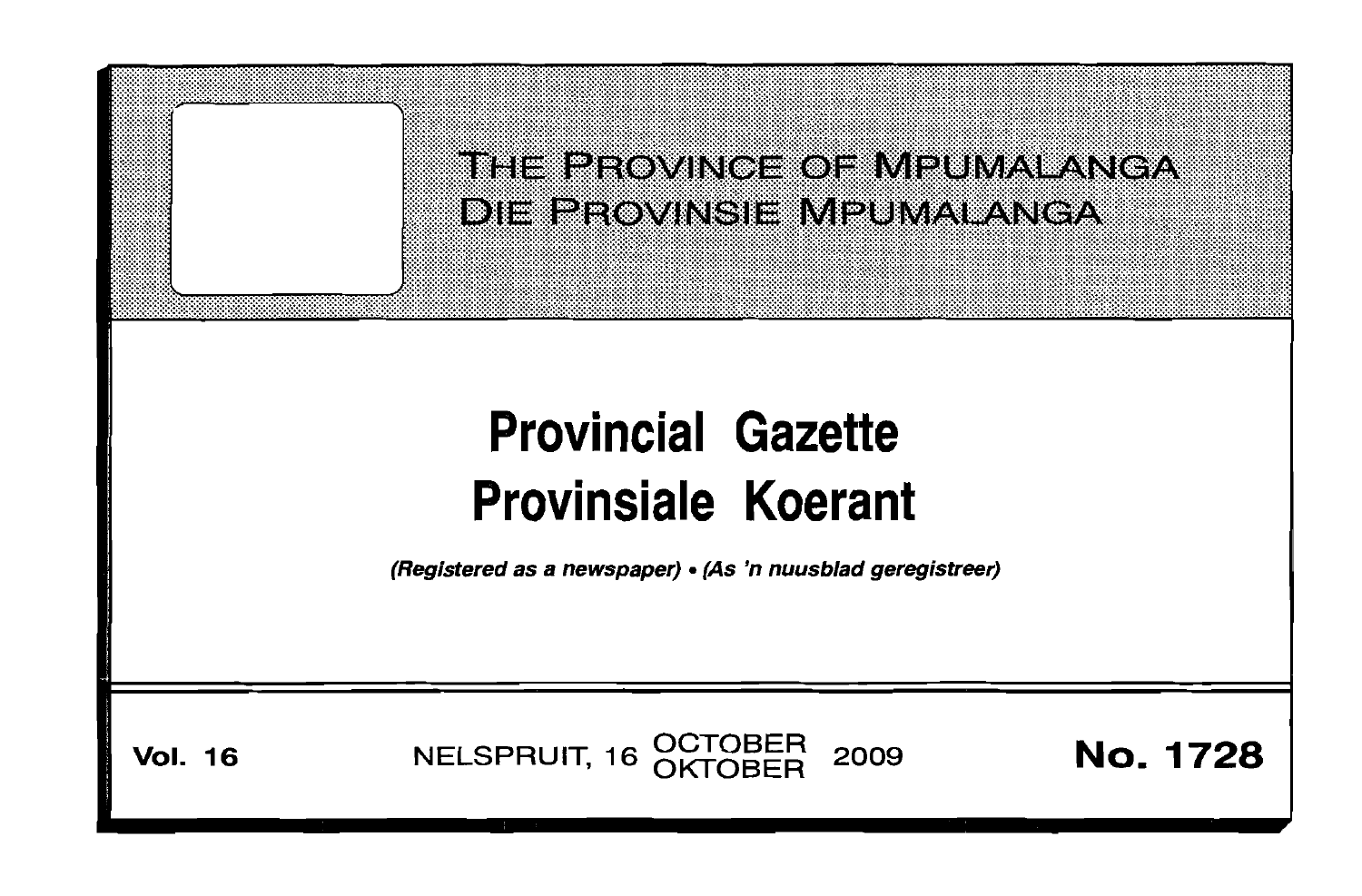THE PROVINCE OF MPUMALANGA
DIE PROVINSIE MPUMALANGA

# Provincial Gazette
# Provinsiale Koerant

*(Registered as a newspaper) • (As 'n nuusblad geregistreer)*

**Vol. 16** NELSPRUIT, 16 OCTOBER OKTOBER 2009 **No. 1728**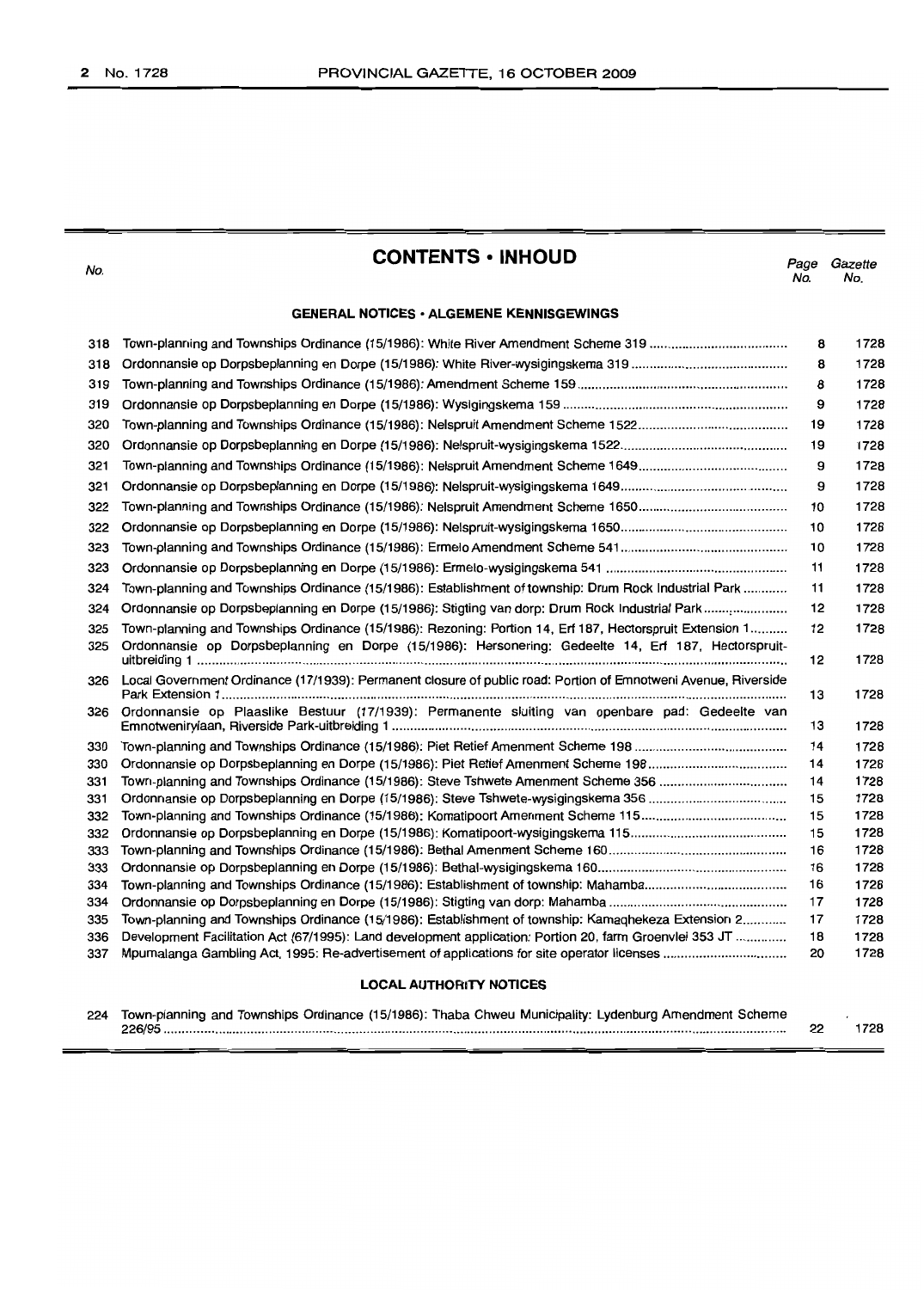# CONTENTS • INHOUD

| No. | | Page No. | Gazette No. |
|---|---|---|---|
| | **GENERAL NOTICES • ALGEMENE KENNISGEWINGS** | | |
| 318 | Town-planning and Townships Ordinance (15/1986): White River Amendment Scheme 319 | 8 | 1728 |
| 318 | Ordonnansie op Dorpsbeplanning en Dorpe (15/1986): White River-wysigingskema 319 | 8 | 1728 |
| 319 | Town-planning and Townships Ordinance (15/1986): Amendment Scheme 159 | 8 | 1728 |
| 319 | Ordonnansie op Dorpsbeplanning en Dorpe (15/1986): Wysigingskema 159 | 9 | 1728 |
| 320 | Town-planning and Townships Ordinance (15/1986): Nelspruit Amendment Scheme 1522 | 19 | 1728 |
| 320 | Ordonnansie op Dorpsbeplanning en Dorpe (15/1986): Nelspruit-wysigingskema 1522 | 19 | 1728 |
| 321 | Town-planning and Townships Ordinance (15/1986): Nelspruit Amendment Scheme 1649 | 9 | 1728 |
| 321 | Ordonnansie op Dorpsbeplanning en Dorpe (15/1986): Nelspruit-wysigingskema 1649 | 9 | 1728 |
| 322 | Town-planning and Townships Ordinance (15/1986): Nelspruit Amendment Scheme 1650 | 10 | 1728 |
| 322 | Ordonnansie op Dorpsbeplanning en Dorpe (15/1986): Nelspruit-wysigingskema 1650 | 10 | 1728 |
| 323 | Town-planning and Townships Ordinance (15/1986): Ermelo Amendment Scheme 541 | 10 | 1728 |
| 323 | Ordonnansie op Dorpsbeplanning en Dorpe (15/1986): Ermelo-wysigingskema 541 | 11 | 1728 |
| 324 | Town-planning and Townships Ordinance (15/1986): Establishment of township: Drum Rock Industrial Park | 11 | 1728 |
| 324 | Ordonnansie op Dorpsbeplanning en Dorpe (15/1986): Stigting van dorp: Drum Rock Industrial Park | 12 | 1728 |
| 325 | Town-planning and Townships Ordinance (15/1986): Rezoning: Portion 14, Erf 187, Hectorspruit Extension 1 | 12 | 1728 |
| 325 | Ordonnansie op Dorpsbeplanning en Dorpe (15/1986): Hersonering: Gedeelte 14, Erf 187, Hectorspruit-uitbreiding 1 | 12 | 1728 |
| 326 | Local Government Ordinance (17/1939): Permanent closure of public road: Portion of Emnotweni Avenue, Riverside Park Extension 1 | 13 | 1728 |
| 326 | Ordonnansie op Plaaslike Bestuur (17/1939): Permanente sluiting van openbare pad: Gedeelte van Emnotwenirylaan, Riverside Park-uitbreiding 1 | 13 | 1728 |
| 330 | Town-planning and Townships Ordinance (15/1986): Piet Retief Amenment Scheme 198 | 14 | 1728 |
| 330 | Ordonnansie op Dorpsbeplanning en Dorpe (15/1986): Piet Retief Amenment Scheme 198 | 14 | 1728 |
| 331 | Town-planning and Townships Ordinance (15/1986): Steve Tshwete Amenment Scheme 356 | 14 | 1728 |
| 331 | Ordonnansie op Dorpsbeplanning en Dorpe (15/1986): Steve Tshwete-wysigingskema 356 | 15 | 1728 |
| 332 | Town-planning and Townships Ordinance (15/1986): Komatipoort Amenment Scheme 115 | 15 | 1728 |
| 332 | Ordonnansie op Dorpsbeplanning en Dorpe (15/1986): Komatipoort-wysigingskema 115 | 15 | 1728 |
| 333 | Town-planning and Townships Ordinance (15/1986): Bethal Amenment Scheme 160 | 16 | 1728 |
| 333 | Ordonnansie op Dorpsbeplanning en Dorpe (15/1986): Bethal-wysigingskema 160 | 16 | 1728 |
| 334 | Town-planning and Townships Ordinance (15/1986): Establishment of township: Mahamba | 16 | 1728 |
| 334 | Ordonnansie op Dorpsbeplanning en Dorpe (15/1986): Stigting van dorp: Mahamba | 17 | 1728 |
| 335 | Town-planning and Townships Ordinance (15/1986): Establishment of township: Kamaqhekeza Extension 2 | 17 | 1728 |
| 336 | Development Facilitation Act (67/1995): Land development application: Portion 20, farm Groenvlei 353 JT | 18 | 1728 |
| 337 | Mpumalanga Gambling Act, 1995: Re-advertisement of applications for site operator licenses | 20 | 1728 |
| | **LOCAL AUTHORITY NOTICES** | | |
| 224 | Town-planning and Townships Ordinance (15/1986): Thaba Chweu Municipality: Lydenburg Amendment Scheme 226/95 | 22 | 1728 |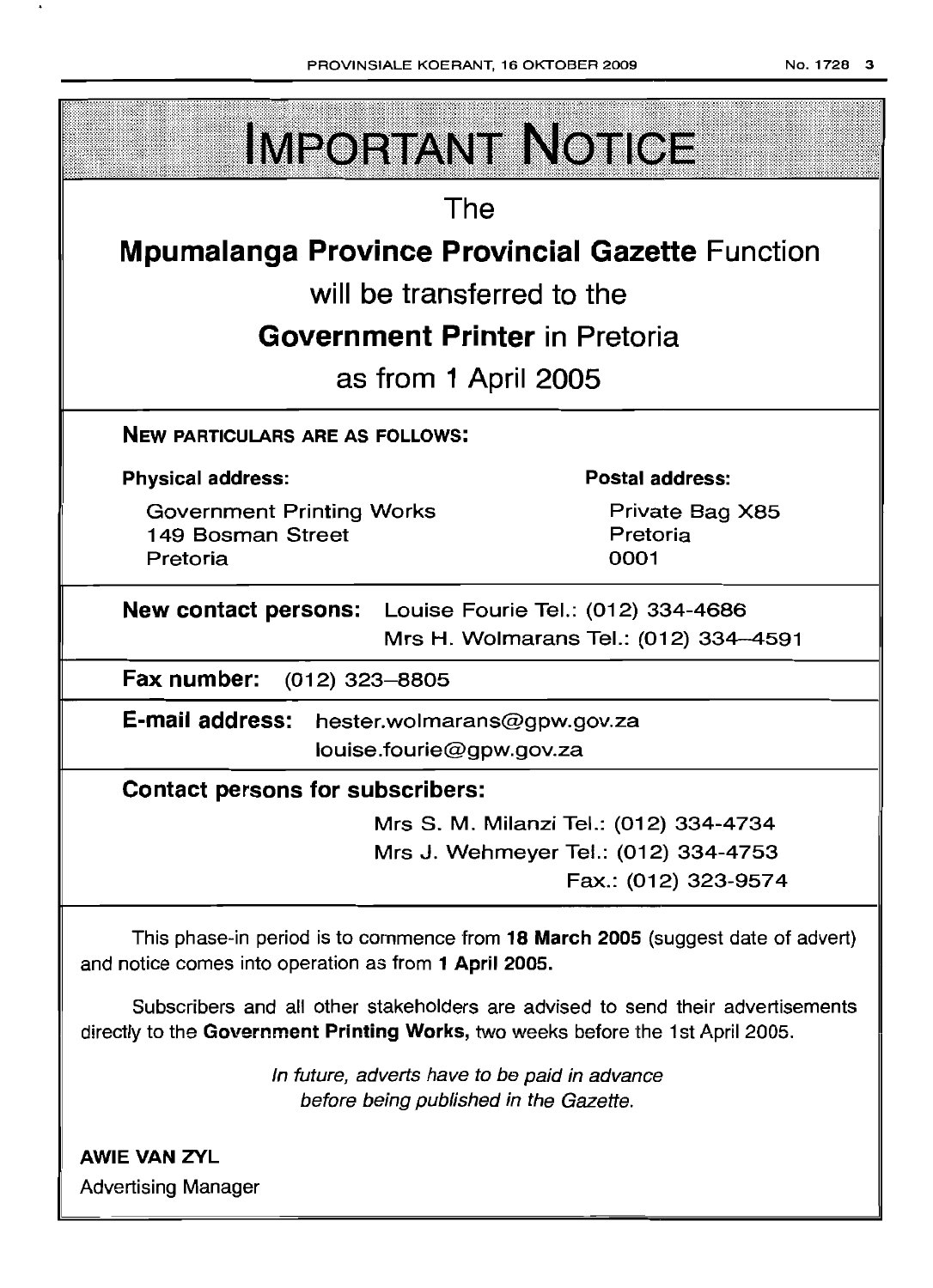# IMPORTANT NOTICE

The

**Mpumalanga Province Provincial Gazette** Function

will be transferred to the

**Government Printer** in Pretoria

as from 1 April 2005

**NEW PARTICULARS ARE AS FOLLOWS:**

**Physical address:**

Government Printing Works
149 Bosman Street
Pretoria

**Postal address:**

Private Bag X85
Pretoria
0001

**New contact persons:** Louise Fourie Tel.: (012) 334-4686
Mrs H. Wolmarans Tel.: (012) 334–4591

**Fax number:** (012) 323–8805

**E-mail address:** hester.wolmarans@gpw.gov.za
louise.fourie@gpw.gov.za

**Contact persons for subscribers:**

Mrs S. M. Milanzi Tel.: (012) 334-4734
Mrs J. Wehmeyer Tel.: (012) 334-4753
Fax.: (012) 323-9574

This phase-in period is to commence from **18 March 2005** (suggest date of advert) and notice comes into operation as from **1 April 2005.**

Subscribers and all other stakeholders are advised to send their advertisements directly to the **Government Printing Works,** two weeks before the 1st April 2005.

*In future, adverts have to be paid in advance before being published in the Gazette.*

**AWIE VAN ZYL**
Advertising Manager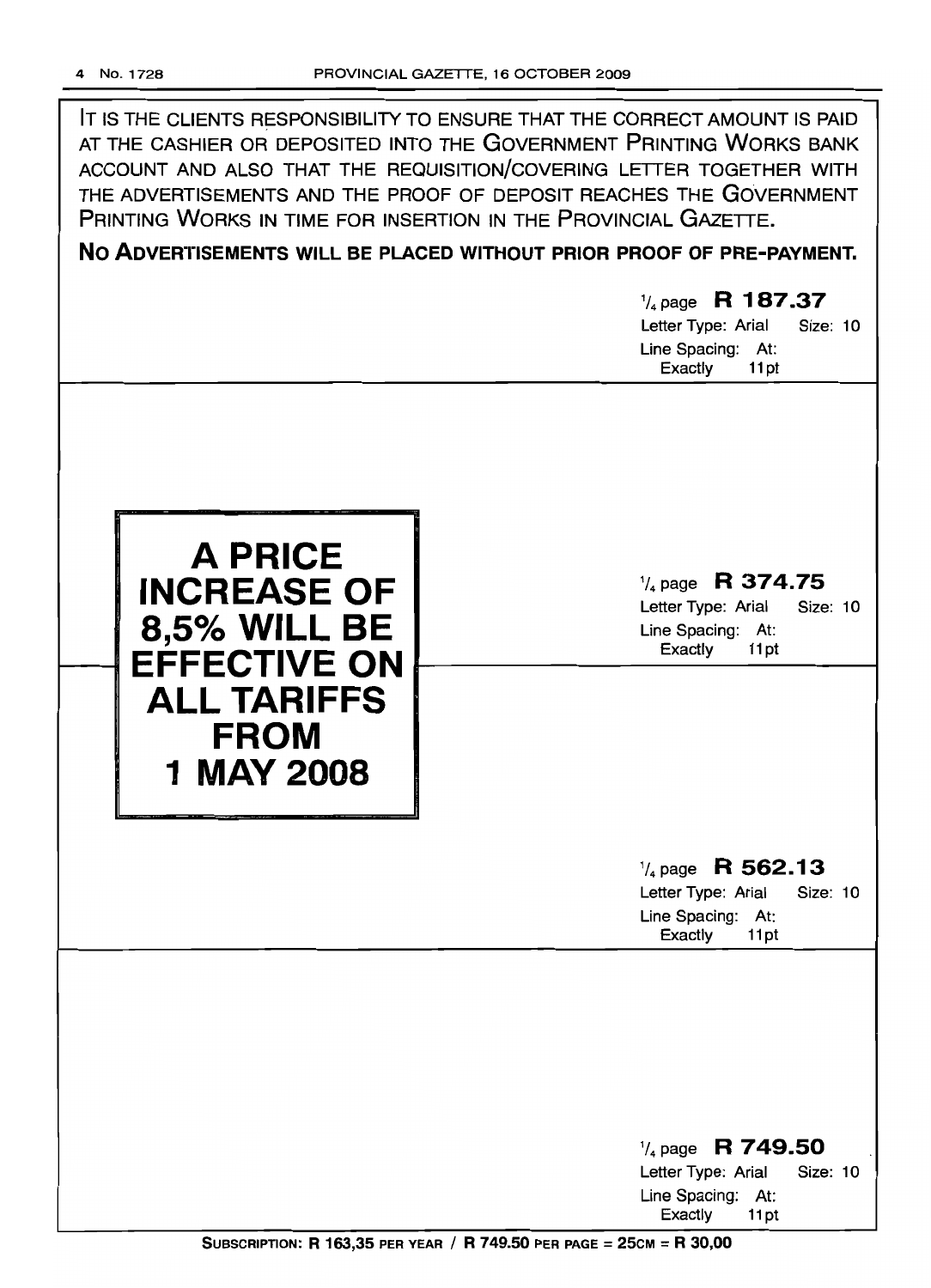IT IS THE CLIENTS RESPONSIBILITY TO ENSURE THAT THE CORRECT AMOUNT IS PAID AT THE CASHIER OR DEPOSITED INTO THE GOVERNMENT PRINTING WORKS BANK ACCOUNT AND ALSO THAT THE REQUISITION/COVERING LETTER TOGETHER WITH THE ADVERTISEMENTS AND THE PROOF OF DEPOSIT REACHES THE GOVERNMENT PRINTING WORKS IN TIME FOR INSERTION IN THE PROVINCIAL GAZETTE.

**NO ADVERTISEMENTS WILL BE PLACED WITHOUT PRIOR PROOF OF PRE-PAYMENT.**

1/4 page **R 187.37**
Letter Type: Arial Size: 10
Line Spacing: At: Exactly 11pt

**A PRICE INCREASE OF 8,5% WILL BE EFFECTIVE ON ALL TARIFFS FROM 1 MAY 2008**

1/4 page **R 374.75**
Letter Type: Arial Size: 10
Line Spacing: At: Exactly 11pt

1/4 page **R 562.13**
Letter Type: Arial Size: 10
Line Spacing: At: Exactly 11pt

1/4 page **R 749.50**
Letter Type: Arial Size: 10
Line Spacing: At: Exactly 11pt

**SUBSCRIPTION: R 163,35 PER YEAR / R 749.50 PER PAGE = 25CM = R 30,00**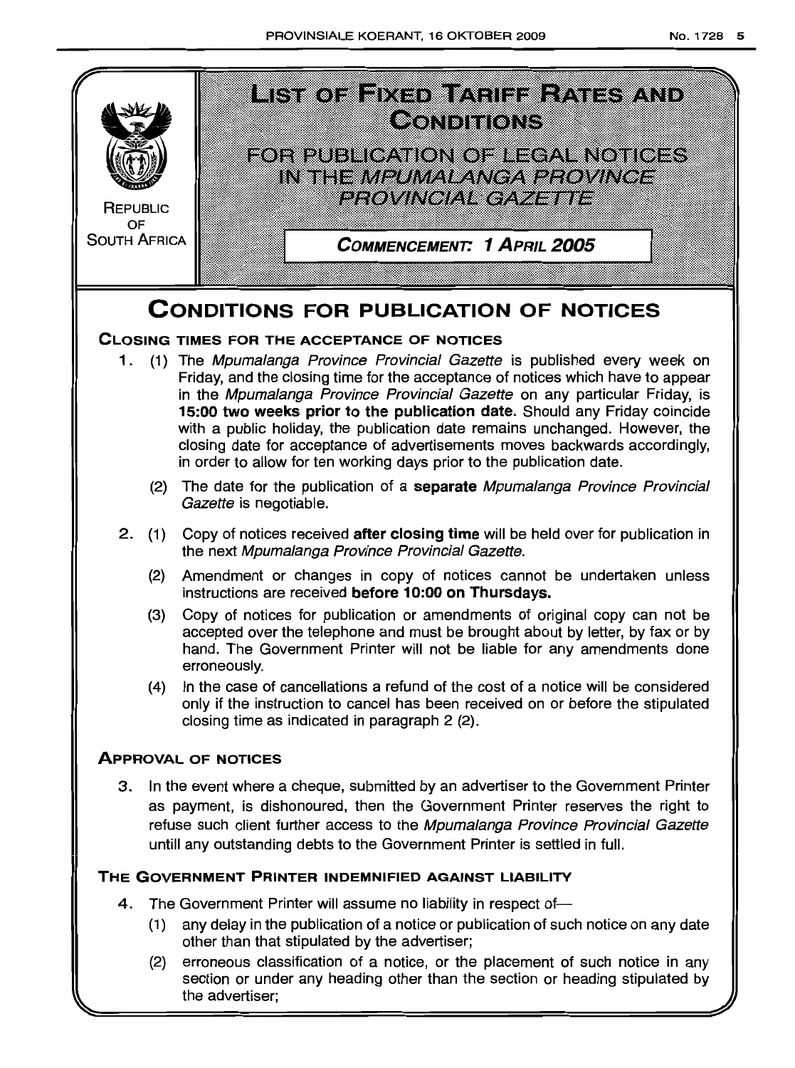REPUBLIC OF SOUTH AFRICA

# LIST OF FIXED TARIFF RATES AND CONDITIONS

## FOR PUBLICATION OF LEGAL NOTICES IN THE *MPUMALANGA PROVINCE PROVINCIAL GAZETTE*

**COMMENCEMENT: 1 APRIL 2005**

# CONDITIONS FOR PUBLICATION OF NOTICES

## CLOSING TIMES FOR THE ACCEPTANCE OF NOTICES

1. (1) The *Mpumalanga Province Provincial Gazette* is published every week on Friday, and the closing time for the acceptance of notices which have to appear in the *Mpumalanga Province Provincial Gazette* on any particular Friday, is **15:00 two weeks prior to the publication date.** Should any Friday coincide with a public holiday, the publication date remains unchanged. However, the closing date for acceptance of advertisements moves backwards accordingly, in order to allow for ten working days prior to the publication date.

   (2) The date for the publication of a **separate** *Mpumalanga Province Provincial Gazette* is negotiable.

2. (1) Copy of notices received **after closing time** will be held over for publication in the next *Mpumalanga Province Provincial Gazette.*

   (2) Amendment or changes in copy of notices cannot be undertaken unless instructions are received **before 10:00 on Thursdays.**

   (3) Copy of notices for publication or amendments of original copy can not be accepted over the telephone and must be brought about by letter, by fax or by hand. The Government Printer will not be liable for any amendments done erroneously.

   (4) In the case of cancellations a refund of the cost of a notice will be considered only if the instruction to cancel has been received on or before the stipulated closing time as indicated in paragraph 2 (2).

## APPROVAL OF NOTICES

3. In the event where a cheque, submitted by an advertiser to the Government Printer as payment, is dishonoured, then the Government Printer reserves the right to refuse such client further access to the *Mpumalanga Province Provincial Gazette* untill any outstanding debts to the Government Printer is settled in full.

## THE GOVERNMENT PRINTER INDEMNIFIED AGAINST LIABILITY

4. The Government Printer will assume no liability in respect of—

   (1) any delay in the publication of a notice or publication of such notice on any date other than that stipulated by the advertiser;

   (2) erroneous classification of a notice, or the placement of such notice in any section or under any heading other than the section or heading stipulated by the advertiser;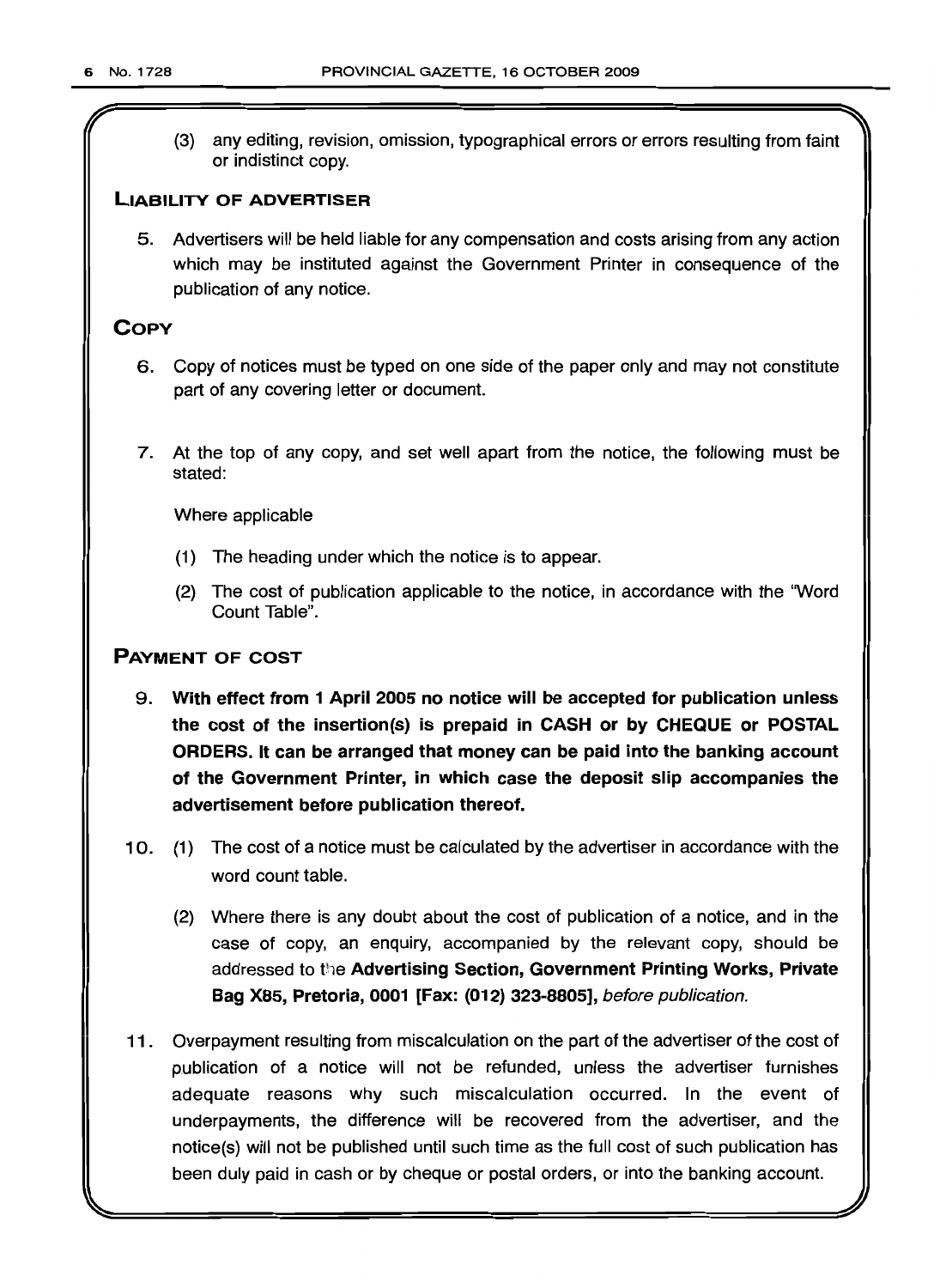(3) any editing, revision, omission, typographical errors or errors resulting from faint or indistinct copy.

## LIABILITY OF ADVERTISER

5. Advertisers will be held liable for any compensation and costs arising from any action which may be instituted against the Government Printer in consequence of the publication of any notice.

## COPY

6. Copy of notices must be typed on one side of the paper only and may not constitute part of any covering letter or document.

7. At the top of any copy, and set well apart from the notice, the following must be stated:

   Where applicable

   (1) The heading under which the notice is to appear.

   (2) The cost of publication applicable to the notice, in accordance with the "Word Count Table".

## PAYMENT OF COST

9. **With effect from 1 April 2005 no notice will be accepted for publication unless the cost of the insertion(s) is prepaid in CASH or by CHEQUE or POSTAL ORDERS. It can be arranged that money can be paid into the banking account of the Government Printer, in which case the deposit slip accompanies the advertisement before publication thereof.**

10. (1) The cost of a notice must be calculated by the advertiser in accordance with the word count table.

    (2) Where there is any doubt about the cost of publication of a notice, and in the case of copy, an enquiry, accompanied by the relevant copy, should be addressed to the **Advertising Section, Government Printing Works, Private Bag X85, Pretoria, 0001 [Fax: (012) 323-8805]**, *before publication.*

11. Overpayment resulting from miscalculation on the part of the advertiser of the cost of publication of a notice will not be refunded, unless the advertiser furnishes adequate reasons why such miscalculation occurred. In the event of underpayments, the difference will be recovered from the advertiser, and the notice(s) will not be published until such time as the full cost of such publication has been duly paid in cash or by cheque or postal orders, or into the banking account.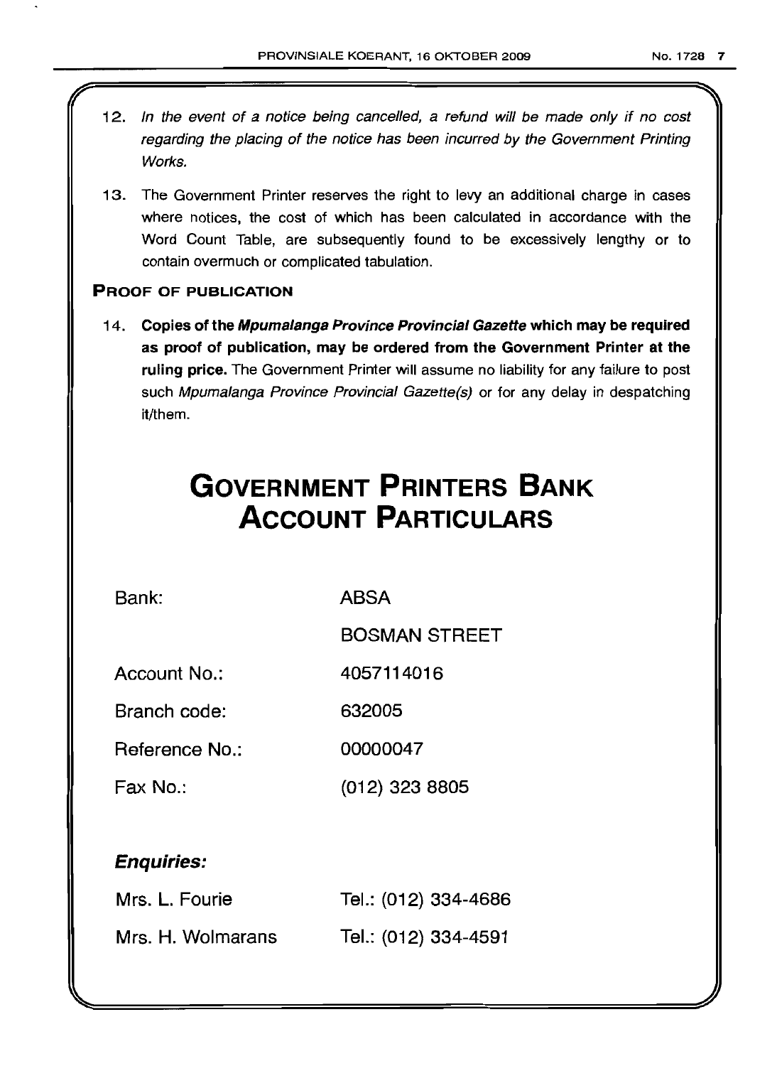12. *In the event of a notice being cancelled, a refund will be made only if no cost regarding the placing of the notice has been incurred by the Government Printing Works.*

13. The Government Printer reserves the right to levy an additional charge in cases where notices, the cost of which has been calculated in accordance with the Word Count Table, are subsequently found to be excessively lengthy or to contain overmuch or complicated tabulation.

**PROOF OF PUBLICATION**

14. **Copies of the *Mpumalanga Province Provincial Gazette* which may be required as proof of publication, may be ordered from the Government Printer at the ruling price.** The Government Printer will assume no liability for any failure to post such *Mpumalanga Province Provincial Gazette(s)* or for any delay in despatching it/them.

# GOVERNMENT PRINTERS BANK ACCOUNT PARTICULARS

| | |
|---|---|
| Bank: | ABSA |
| | BOSMAN STREET |
| Account No.: | 4057114016 |
| Branch code: | 632005 |
| Reference No.: | 00000047 |
| Fax No.: | (012) 323 8805 |

***Enquiries:***

| | |
|---|---|
| Mrs. L. Fourie | Tel.: (012) 334-4686 |
| Mrs. H. Wolmarans | Tel.: (012) 334-4591 |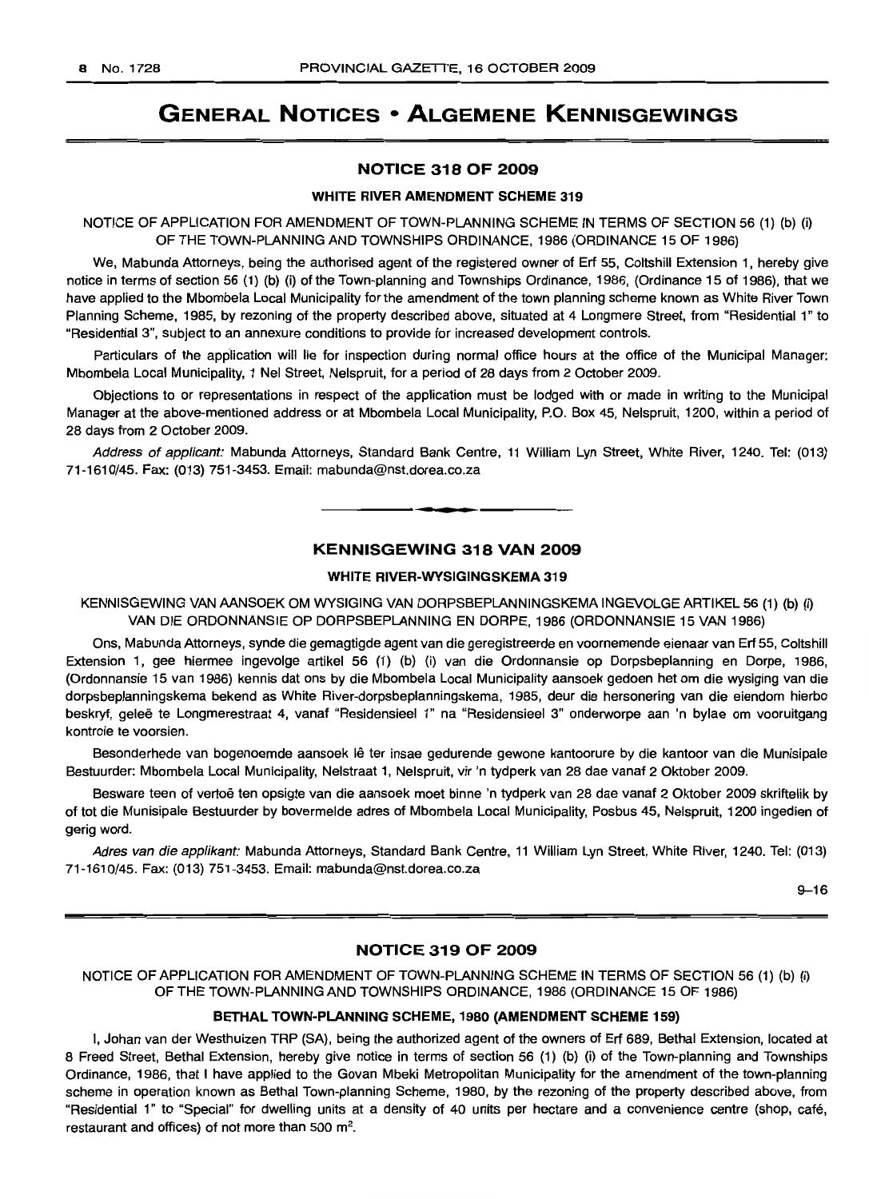# GENERAL NOTICES • ALGEMENE KENNISGEWINGS

## NOTICE 318 OF 2009

### WHITE RIVER AMENDMENT SCHEME 319

NOTICE OF APPLICATION FOR AMENDMENT OF TOWN-PLANNING SCHEME IN TERMS OF SECTION 56 (1) (b) (i) OF THE TOWN-PLANNING AND TOWNSHIPS ORDINANCE, 1986 (ORDINANCE 15 OF 1986)

We, Mabunda Attorneys, being the authorised agent of the registered owner of Erf 55, Coltshill Extension 1, hereby give notice in terms of section 56 (1) (b) (i) of the Town-planning and Townships Ordinance, 1986, (Ordinance 15 of 1986), that we have applied to the Mbombela Local Municipality for the amendment of the town planning scheme known as White River Town Planning Scheme, 1985, by rezoning of the property described above, situated at 4 Longmere Street, from "Residential 1" to "Residential 3", subject to an annexure conditions to provide for increased development controls.

Particulars of the application will lie for inspection during normal office hours at the office of the Municipal Manager: Mbombela Local Municipality, 1 Nel Street, Nelspruit, for a period of 28 days from 2 October 2009.

Objections to or representations in respect of the application must be lodged with or made in writing to the Municipal Manager at the above-mentioned address or at Mbombela Local Municipality, P.O. Box 45, Nelspruit, 1200, within a period of 28 days from 2 October 2009.

*Address of applicant:* Mabunda Attorneys, Standard Bank Centre, 11 William Lyn Street, White River, 1240. Tel: (013) 71-1610/45. Fax: (013) 751-3453. Email: mabunda@nst.dorea.co.za

---

## KENNISGEWING 318 VAN 2009

### WHITE RIVER-WYSIGINGSKEMA 319

KENNISGEWING VAN AANSOEK OM WYSIGING VAN DORPSBEPLANNINGSKEMA INGEVOLGE ARTIKEL 56 (1) (b) (i) VAN DIE ORDONNANSIE OP DORPSBEPLANNING EN DORPE, 1986 (ORDONNANSIE 15 VAN 1986)

Ons, Mabunda Attorneys, synde die gemagtigde agent van die geregistreerde en voornemende eienaar van Erf 55, Coltshill Extension 1, gee hiermee ingevolge artikel 56 (1) (b) (i) van die Ordonnansie op Dorpsbeplanning en Dorpe, 1986, (Ordonnansie 15 van 1986) kennis dat ons by die Mbombela Local Municipality aansoek gedoen het om die wysiging van die dorpsbeplanningskema bekend as White River-dorpsbeplanningskema, 1985, deur die hersonering van die eiendom hierbo beskryf, geleë te Longmerestraat 4, vanaf "Residensieel 1" na "Residensieel 3" onderworpe aan 'n bylae om vooruitgang kontrole te voorsien.

Besonderhede van bogenoemde aansoek lê ter insae gedurende gewone kantoorure by die kantoor van die Munisipale Bestuurder: Mbombela Local Municipality, Nelstraat 1, Nelspruit, vir 'n tydperk van 28 dae vanaf 2 Oktober 2009.

Besware teen of vertoë ten opsigte van die aansoek moet binne 'n tydperk van 28 dae vanaf 2 Oktober 2009 skriftelik by of tot die Munisipale Bestuurder by bovermelde adres of Mbombela Local Municipality, Posbus 45, Nelspruit, 1200 ingedien of gerig word.

*Adres van die applikant:* Mabunda Attorneys, Standard Bank Centre, 11 William Lyn Street, White River, 1240. Tel: (013) 71-1610/45. Fax: (013) 751-3453. Email: mabunda@nst.dorea.co.za

9–16

---

## NOTICE 319 OF 2009

NOTICE OF APPLICATION FOR AMENDMENT OF TOWN-PLANNING SCHEME IN TERMS OF SECTION 56 (1) (b) (i) OF THE TOWN-PLANNING AND TOWNSHIPS ORDINANCE, 1986 (ORDINANCE 15 OF 1986)

### BETHAL TOWN-PLANNING SCHEME, 1980 (AMENDMENT SCHEME 159)

I, Johan van der Westhuizen TRP (SA), being the authorized agent of the owners of Erf 689, Bethal Extension, located at 8 Freed Street, Bethal Extension, hereby give notice in terms of section 56 (1) (b) (i) of the Town-planning and Townships Ordinance, 1986, that I have applied to the Govan Mbeki Metropolitan Municipality for the amendment of the town-planning scheme in operation known as Bethal Town-planning Scheme, 1980, by the rezoning of the property described above, from "Residential 1" to "Special" for dwelling units at a density of 40 units per hectare and a convenience centre (shop, café, restaurant and offices) of not more than 500 m$^2$.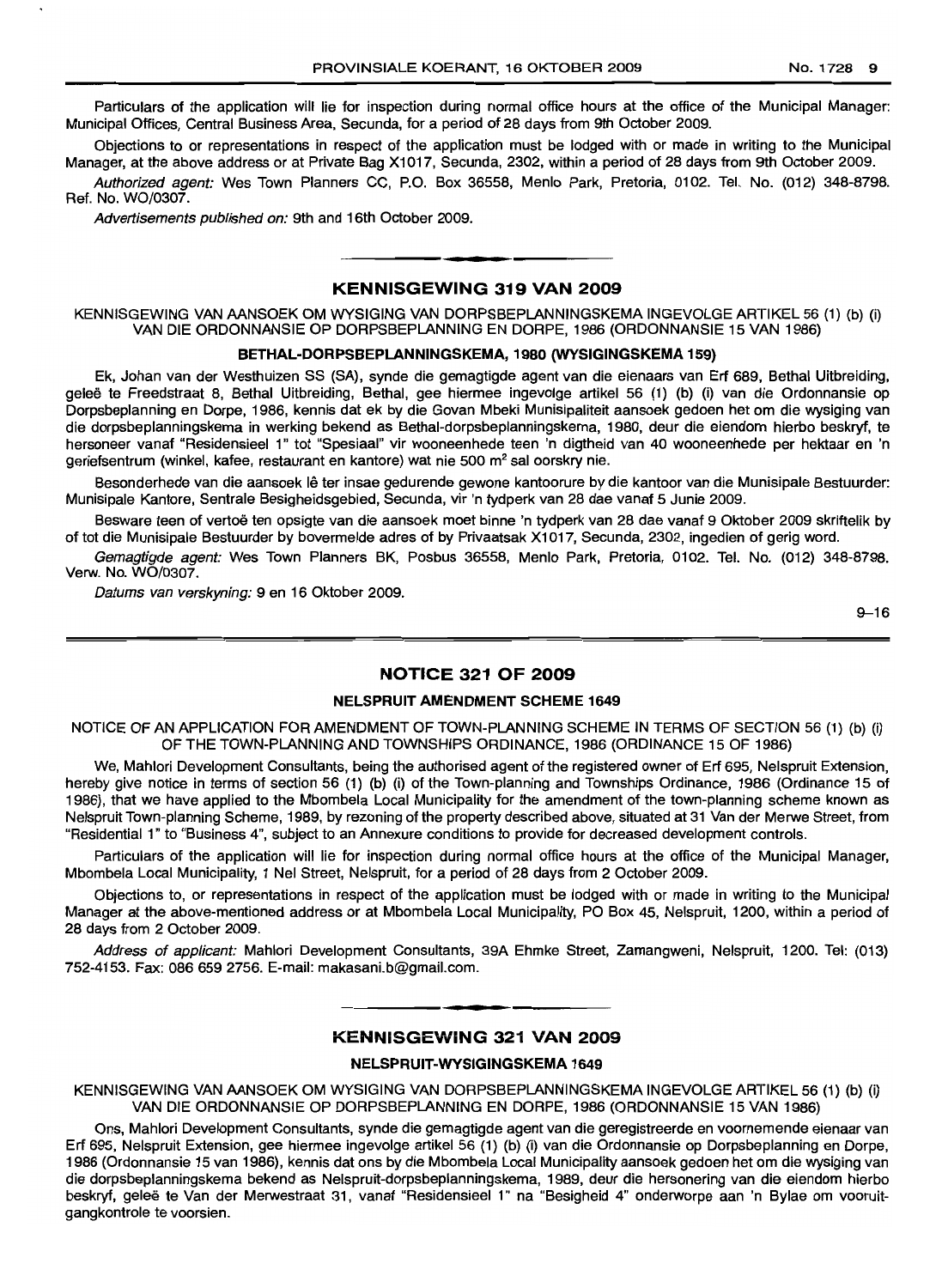Particulars of the application will lie for inspection during normal office hours at the office of the Municipal Manager: Municipal Offices, Central Business Area, Secunda, for a period of 28 days from 9th October 2009.

Objections to or representations in respect of the application must be lodged with or made in writing to the Municipal Manager, at the above address or at Private Bag X1017, Secunda, 2302, within a period of 28 days from 9th October 2009.

*Authorized agent:* Wes Town Planners CC, P.O. Box 36558, Menlo Park, Pretoria, 0102. Tel. No. (012) 348-8798. Ref. No. WO/0307.

*Advertisements published on:* 9th and 16th October 2009.

---

## KENNISGEWING 319 VAN 2009

KENNISGEWING VAN AANSOEK OM WYSIGING VAN DORPSBEPLANNINGSKEMA INGEVOLGE ARTIKEL 56 (1) (b) (i) VAN DIE ORDONNANSIE OP DORPSBEPLANNING EN DORPE, 1986 (ORDONNANSIE 15 VAN 1986)

### BETHAL-DORPSBEPLANNINGSKEMA, 1980 (WYSIGINGSKEMA 159)

Ek, Johan van der Westhuizen SS (SA), synde die gemagtigde agent van die eienaars van Erf 689, Bethal Uitbreiding, geleë te Freedstraat 8, Bethal Uitbreiding, gee hiermee ingevolge artikel 56 (1) (b) (i) van die Ordonnansie op Dorpsbeplanning en Dorpe, 1986, kennis dat ek by die Govan Mbeki Munisipaliteit aansoek gedoen het om die wysiging van die dorpsbeplanningskema in werking bekend as Bethal-dorpsbeplanningskema, 1980, deur die eiendom hierbo beskryf, te hersoneer vanaf "Residensieel 1" tot "Spesiaal" vir wooneenhede teen 'n digtheid van 40 wooneenhede per hektaar en 'n geriefsentrum (winkel, kafee, restaurant en kantore) wat nie 500 m² sal oorskry nie.

Besonderhede van die aansoek lê ter insae gedurende gewone kantoorure by die kantoor van die Munisipale Bestuurder: Munisipale Kantore, Sentrale Besigheidsgebied, Secunda, vir 'n tydperk van 28 dae vanaf 5 Junie 2009.

Besware teen of vertoë ten opsigte van die aansoek moet binne 'n tydperk van 28 dae vanaf 9 Oktober 2009 skriftelik by of tot die Munisipale Bestuurder by bovermelde adres of by Privaatsak X1017, Secunda, 2302, ingedien of gerig word.

*Gemagtigde agent:* Wes Town Planners BK, Posbus 36558, Menlo Park, Pretoria, 0102. Tel. No. (012) 348-8798. Verw. No. WO/0307.

*Datums van verskyning:* 9 en 16 Oktober 2009.

9–16

---

## NOTICE 321 OF 2009

### NELSPRUIT AMENDMENT SCHEME 1649

NOTICE OF AN APPLICATION FOR AMENDMENT OF TOWN-PLANNING SCHEME IN TERMS OF SECTION 56 (1) (b) (i) OF THE TOWN-PLANNING AND TOWNSHIPS ORDINANCE, 1986 (ORDINANCE 15 OF 1986)

We, Mahlori Development Consultants, being the authorised agent of the registered owner of Erf 695, Nelspruit Extension, hereby give notice in terms of section 56 (1) (b) (i) of the Town-planning and Townships Ordinance, 1986 (Ordinance 15 of 1986), that we have applied to the Mbombela Local Municipality for the amendment of the town-planning scheme known as Nelspruit Town-planning Scheme, 1989, by rezoning of the property described above, situated at 31 Van der Merwe Street, from "Residential 1" to "Business 4", subject to an Annexure conditions to provide for decreased development controls.

Particulars of the application will lie for inspection during normal office hours at the office of the Municipal Manager, Mbombela Local Municipality, 1 Nel Street, Nelspruit, for a period of 28 days from 2 October 2009.

Objections to, or representations in respect of the application must be lodged with or made in writing to the Municipal Manager at the above-mentioned address or at Mbombela Local Municipality, PO Box 45, Nelspruit, 1200, within a period of 28 days from 2 October 2009.

*Address of applicant:* Mahlori Development Consultants, 39A Ehmke Street, Zamangweni, Nelspruit, 1200. Tel: (013) 752-4153. Fax: 086 659 2756. E-mail: makasani.b@gmail.com.

---

## KENNISGEWING 321 VAN 2009

### NELSPRUIT-WYSIGINGSKEMA 1649

KENNISGEWING VAN AANSOEK OM WYSIGING VAN DORPSBEPLANNINGSKEMA INGEVOLGE ARTIKEL 56 (1) (b) (i) VAN DIE ORDONNANSIE OP DORPSBEPLANNING EN DORPE, 1986 (ORDONNANSIE 15 VAN 1986)

Ons, Mahlori Development Consultants, synde die gemagtigde agent van die geregistreerde en voornemende eienaar van Erf 695, Nelspruit Extension, gee hiermee ingevolge artikel 56 (1) (b) (i) van die Ordonnansie op Dorpsbeplanning en Dorpe, 1986 (Ordonnansie 15 van 1986), kennis dat ons by die Mbombela Local Municipality aansoek gedoen het om die wysiging van die dorpsbeplanningskema bekend as Nelspruit-dorpsbeplanningskema, 1989, deur die hersonering van die eiendom hierbo beskryf, geleë te Van der Merwestraat 31, vanaf "Residensieel 1" na "Besigheid 4" onderworpe aan 'n Bylae om vooruitgangkontrole te voorsien.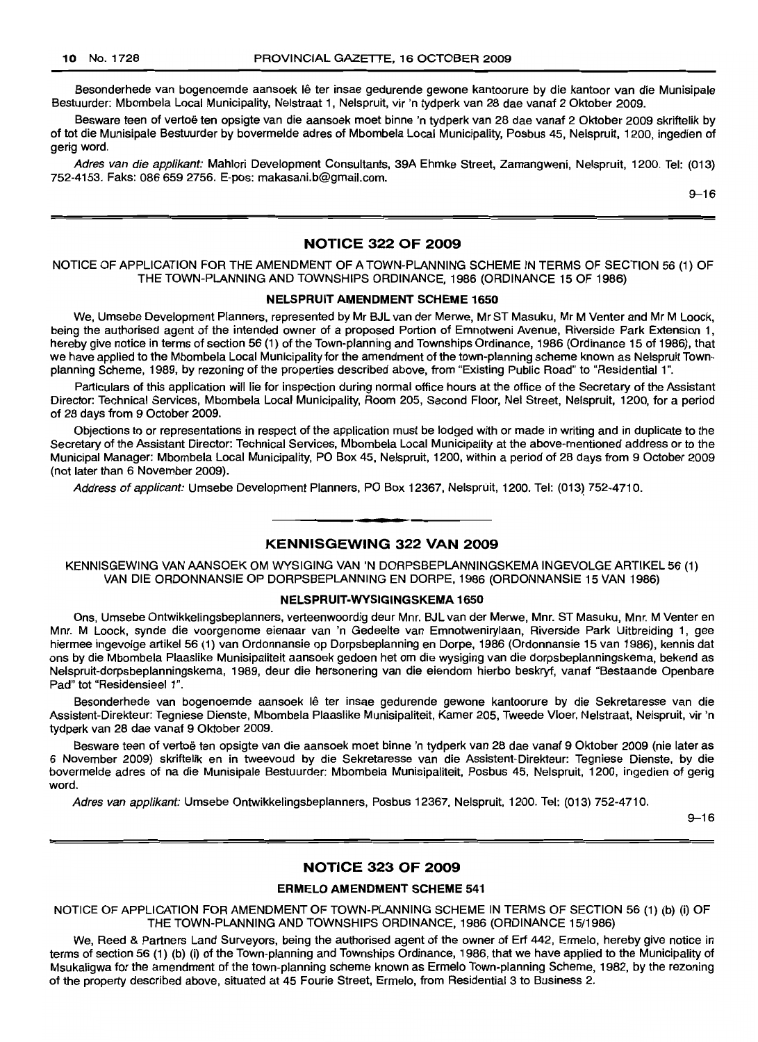Besonderhede van bogenoemde aansoek lê ter insae gedurende gewone kantoorure by die kantoor van die Munisipale Bestuurder: Mbombela Local Municipality, Nelstraat 1, Nelspruit, vir 'n tydperk van 28 dae vanaf 2 Oktober 2009.

Besware teen of vertoë ten opsigte van die aansoek moet binne 'n tydperk van 28 dae vanaf 2 Oktober 2009 skriftelik by of tot die Munisipale Bestuurder by bovermelde adres of Mbombela Local Municipality, Posbus 45, Nelspruit, 1200, ingedien of gerig word.

*Adres van die applikant:* Mahlori Development Consultants, 39A Ehmke Street, Zamangweni, Nelspruit, 1200. Tel: (013) 752-4153. Faks: 086 659 2756. E-pos: makasani.b@gmail.com.

9–16

## NOTICE 322 OF 2009

NOTICE OF APPLICATION FOR THE AMENDMENT OF A TOWN-PLANNING SCHEME IN TERMS OF SECTION 56 (1) OF THE TOWN-PLANNING AND TOWNSHIPS ORDINANCE, 1986 (ORDINANCE 15 OF 1986)

### NELSPRUIT AMENDMENT SCHEME 1650

We, Umsebe Development Planners, represented by Mr BJL van der Merwe, Mr ST Masuku, Mr M Venter and Mr M Loock, being the authorised agent of the intended owner of a proposed Portion of Emnotweni Avenue, Riverside Park Extension 1, hereby give notice in terms of section 56 (1) of the Town-planning and Townships Ordinance, 1986 (Ordinance 15 of 1986), that we have applied to the Mbombela Local Municipality for the amendment of the town-planning scheme known as Nelspruit Town-planning Scheme, 1989, by rezoning of the properties described above, from "Existing Public Road" to "Residential 1".

Particulars of this application will lie for inspection during normal office hours at the office of the Secretary of the Assistant Director: Technical Services, Mbombela Local Municipality, Room 205, Second Floor, Nel Street, Nelspruit, 1200, for a period of 28 days from 9 October 2009.

Objections to or representations in respect of the application must be lodged with or made in writing and in duplicate to the Secretary of the Assistant Director: Technical Services, Mbombela Local Municipality at the above-mentioned address or to the Municipal Manager: Mbombela Local Municipality, PO Box 45, Nelspruit, 1200, within a period of 28 days from 9 October 2009 (not later than 6 November 2009).

*Address of applicant:* Umsebe Development Planners, PO Box 12367, Nelspruit, 1200. Tel: (013) 752-4710.

## KENNISGEWING 322 VAN 2009

KENNISGEWING VAN AANSOEK OM WYSIGING VAN 'N DORPSBEPLANNINGSKEMA INGEVOLGE ARTIKEL 56 (1) VAN DIE ORDONNANSIE OP DORPSBEPLANNING EN DORPE, 1986 (ORDONNANSIE 15 VAN 1986)

### NELSPRUIT-WYSIGINGSKEMA 1650

Ons, Umsebe Ontwikkelingsbeplanners, verteenwoordig deur Mnr. BJL van der Merwe, Mnr. ST Masuku, Mnr. M Venter en Mnr. M Loock, synde die voorgenome eienaar van 'n Gedeelte van Emnotwenirylaan, Riverside Park Uitbreiding 1, gee hiermee ingevolge artikel 56 (1) van Ordonnansie op Dorpsbeplanning en Dorpe, 1986 (Ordonnansie 15 van 1986), kennis dat ons by die Mbombela Plaaslike Munisipaliteit aansoek gedoen het om die wysiging van die dorpsbeplanningskema, bekend as Nelspruit-dorpsbeplanningskema, 1989, deur die hersonering van die eiendom hierbo beskryf, vanaf "Bestaande Openbare Pad" tot "Residensieel 1".

Besonderhede van bogenoemde aansoek lê ter insae gedurende gewone kantoorure by die Sekretaresse van die Assistent-Direkteur: Tegniese Dienste, Mbombela Plaaslike Munisipaliteit, Kamer 205, Tweede Vloer, Nelstraat, Nelspruit, vir 'n tydperk van 28 dae vanaf 9 Oktober 2009.

Besware teen of vertoë ten opsigte van die aansoek moet binne 'n tydperk van 28 dae vanaf 9 Oktober 2009 (nie later as 6 November 2009) skriftelik en in tweevoud by die Sekretaresse van die Assistent-Direkteur: Tegniese Dienste, by die bovermelde adres of na die Munisipale Bestuurder: Mbombela Munisipaliteit, Posbus 45, Nelspruit, 1200, ingedien of gerig word.

*Adres van applikant:* Umsebe Ontwikkelingsbeplanners, Posbus 12367, Nelspruit, 1200. Tel: (013) 752-4710.

9–16

## NOTICE 323 OF 2009

### ERMELO AMENDMENT SCHEME 541

NOTICE OF APPLICATION FOR AMENDMENT OF TOWN-PLANNING SCHEME IN TERMS OF SECTION 56 (1) (b) (i) OF THE TOWN-PLANNING AND TOWNSHIPS ORDINANCE, 1986 (ORDINANCE 15/1986)

We, Reed & Partners Land Surveyors, being the authorised agent of the owner of Erf 442, Ermelo, hereby give notice in terms of section 56 (1) (b) (i) of the Town-planning and Townships Ordinance, 1986, that we have applied to the Municipality of Msukaligwa for the amendment of the town-planning scheme known as Ermelo Town-planning Scheme, 1982, by the rezoning of the property described above, situated at 45 Fourie Street, Ermelo, from Residential 3 to Business 2.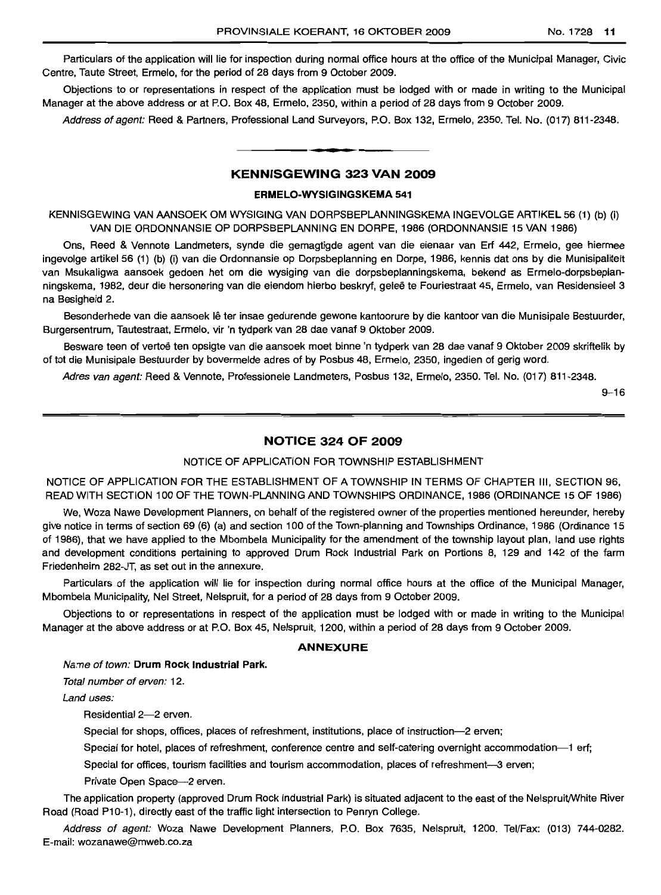Particulars of the application will lie for inspection during normal office hours at the office of the Municipal Manager, Civic Centre, Taute Street, Ermelo, for the period of 28 days from 9 October 2009.

Objections to or representations in respect of the application must be lodged with or made in writing to the Municipal Manager at the above address or at P.O. Box 48, Ermelo, 2350, within a period of 28 days from 9 October 2009.

*Address of agent:* Reed & Partners, Professional Land Surveyors, P.O. Box 132, Ermelo, 2350. Tel. No. (017) 811-2348.

---

## KENNISGEWING 323 VAN 2009

### ERMELO-WYSIGINGSKEMA 541

KENNISGEWING VAN AANSOEK OM WYSIGING VAN DORPSBEPLANNINGSKEMA INGEVOLGE ARTIKEL 56 (1) (b) (i) VAN DIE ORDONNANSIE OP DORPSBEPLANNING EN DORPE, 1986 (ORDONNANSIE 15 VAN 1986)

Ons, Reed & Vennote Landmeters, synde die gemagtigde agent van die eienaar van Erf 442, Ermelo, gee hiermee ingevolge artikel 56 (1) (b) (i) van die Ordonnansie op Dorpsbeplanning en Dorpe, 1986, kennis dat ons by die Munisipaliteit van Msukaligwa aansoek gedoen het om die wysiging van die dorpsbeplanningskema, bekend as Ermelo-dorpsbeplanningskema, 1982, deur die hersonering van die eiendom hierbo beskryf, geleë te Fouriestraat 45, Ermelo, van Residensieel 3 na Besigheid 2.

Besonderhede van die aansoek lê ter insae gedurende gewone kantoorure by die kantoor van die Munisipale Bestuurder, Burgersentrum, Tautestraat, Ermelo, vir 'n tydperk van 28 dae vanaf 9 Oktober 2009.

Besware teen of vertoë ten opsigte van die aansoek moet binne 'n tydperk van 28 dae vanaf 9 Oktober 2009 skriftelik by of tot die Munisipale Bestuurder by bovermelde adres of by Posbus 48, Ermelo, 2350, ingedien of gerig word.

*Adres van agent:* Reed & Vennote, Professionele Landmeters, Posbus 132, Ermelo, 2350. Tel. No. (017) 811-2348.

9–16

---

## NOTICE 324 OF 2009

NOTICE OF APPLICATION FOR TOWNSHIP ESTABLISHMENT

NOTICE OF APPLICATION FOR THE ESTABLISHMENT OF A TOWNSHIP IN TERMS OF CHAPTER III, SECTION 96, READ WITH SECTION 100 OF THE TOWN-PLANNING AND TOWNSHIPS ORDINANCE, 1986 (ORDINANCE 15 OF 1986)

We, Woza Nawe Development Planners, on behalf of the registered owner of the properties mentioned hereunder, hereby give notice in terms of section 69 (6) (a) and section 100 of the Town-planning and Townships Ordinance, 1986 (Ordinance 15 of 1986), that we have applied to the Mbombela Municipality for the amendment of the township layout plan, land use rights and development conditions pertaining to approved Drum Rock Industrial Park on Portions 8, 129 and 142 of the farm Friedenheim 282-JT, as set out in the annexure.

Particulars of the application will lie for inspection during normal office hours at the office of the Municipal Manager, Mbombela Municipality, Nel Street, Nelspruit, for a period of 28 days from 9 October 2009.

Objections to or representations in respect of the application must be lodged with or made in writing to the Municipal Manager at the above address or at P.O. Box 45, Nelspruit, 1200, within a period of 28 days from 9 October 2009.

### ANNEXURE

*Name of town:* **Drum Rock Industrial Park.**

*Total number of erven:* 12.

*Land uses:*

Residential 2—2 erven.

Special for shops, offices, places of refreshment, institutions, place of instruction—2 erven;

Special for hotel, places of refreshment, conference centre and self-catering overnight accommodation—1 erf;

Special for offices, tourism facilities and tourism accommodation, places of refreshment—3 erven;

Private Open Space—2 erven.

The application property (approved Drum Rock Industrial Park) is situated adjacent to the east of the Nelspruit/White River Road (Road P10-1), directly east of the traffic light intersection to Penryn College.

*Address of agent:* Woza Nawe Development Planners, P.O. Box 7635, Nelspruit, 1200. Tel/Fax: (013) 744-0282. E-mail: wozanawe@mweb.co.za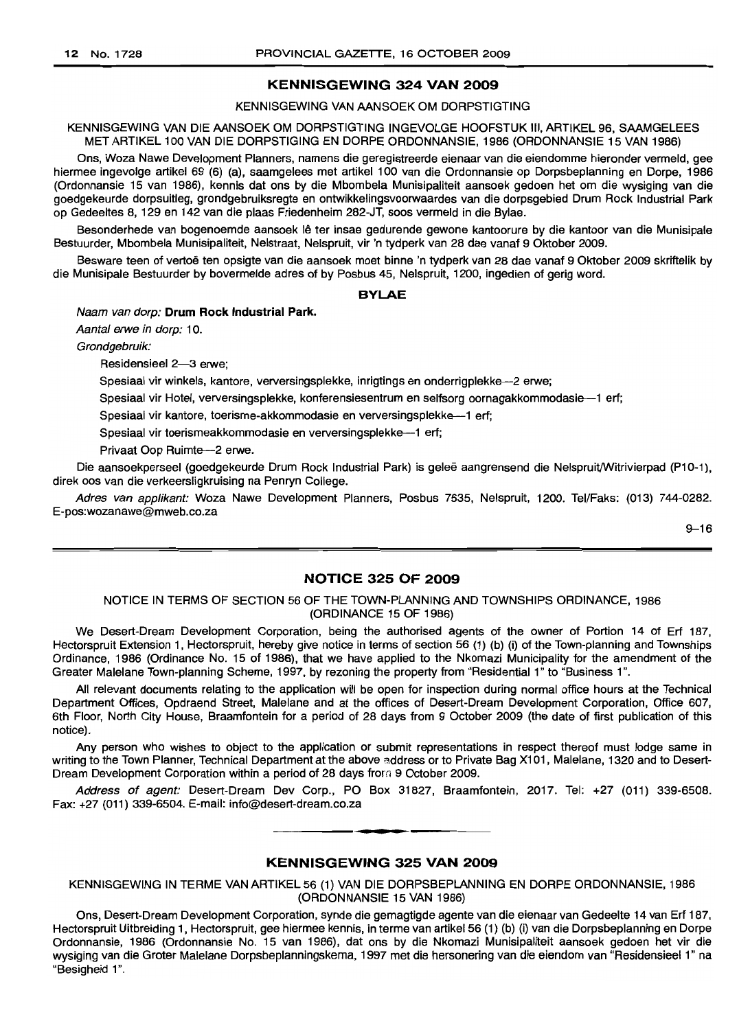## KENNISGEWING 324 VAN 2009

KENNISGEWING VAN AANSOEK OM DORPSTIGTING

KENNISGEWING VAN DIE AANSOEK OM DORPSTIGTING INGEVOLGE HOOFSTUK III, ARTIKEL 96, SAAMGELEES MET ARTIKEL 100 VAN DIE DORPSTIGING EN DORPE ORDONNANSIE, 1986 (ORDONNANSIE 15 VAN 1986)

Ons, Woza Nawe Development Planners, namens die geregistreerde eienaar van die eiendomme hieronder vermeld, gee hiermee ingevolge artikel 69 (6) (a), saamgelees met artikel 100 van die Ordonnansie op Dorpsbeplanning en Dorpe, 1986 (Ordonnansie 15 van 1986), kennis dat ons by die Mbombela Munisipaliteit aansoek gedoen het om die wysiging van die goedgekeurde dorpsuitleg, grondgebruiksregte en ontwikkelingsvoorwaardes van die dorpsgebied Drum Rock Industrial Park op Gedeeltes 8, 129 en 142 van die plaas Friedenheim 282-JT, soos vermeld in die Bylae.

Besonderhede van bogenoemde aansoek lê ter insae gedurende gewone kantoorure by die kantoor van die Munisipale Bestuurder, Mbombela Munisipaliteit, Nelstraat, Nelspruit, vir 'n tydperk van 28 dae vanaf 9 Oktober 2009.

Besware teen of vertoë ten opsigte van die aansoek moet binne 'n tydperk van 28 dae vanaf 9 Oktober 2009 skriftelik by die Munisipale Bestuurder by bovermelde adres of by Posbus 45, Nelspruit, 1200, ingedien of gerig word.

**BYLAE**

*Naam van dorp:* **Drum Rock Industrial Park.**

*Aantal erwe in dorp:* 10.

*Grondgebruik:*

Residensieel 2—3 erwe;

Spesiaal vir winkels, kantore, verversingsplekke, inrigtings en onderrigplekke—2 erwe;

Spesiaal vir Hotel, verversingsplekke, konferensiesentrum en selfsorg oornagakkommodasie—1 erf;

Spesiaal vir kantore, toerisme-akkommodasie en verversingsplekke—1 erf;

Spesiaal vir toerismeakkommodasie en verversingsplekke—1 erf;

Privaat Oop Ruimte—2 erwe.

Die aansoekperseel (goedgekeurde Drum Rock Industrial Park) is geleë aangrensend die Nelspruit/Witrivierpad (P10-1), direk oos van die verkeersligkruising na Penryn College.

*Adres van applikant:* Woza Nawe Development Planners, Posbus 7535, Nelspruit, 1200. Tel/Faks: (013) 744-0282. E-pos:wozanawe@mweb.co.za

9–16

## NOTICE 325 OF 2009

NOTICE IN TERMS OF SECTION 56 OF THE TOWN-PLANNING AND TOWNSHIPS ORDINANCE, 1986 (ORDINANCE 15 OF 1986)

We Desert-Dream Development Corporation, being the authorised agents of the owner of Portion 14 of Erf 187, Hectorspruit Extension 1, Hectorspruit, hereby give notice in terms of section 56 (1) (b) (i) of the Town-planning and Townships Ordinance, 1986 (Ordinance No. 15 of 1986), that we have applied to the Nkomazi Municipality for the amendment of the Greater Malelane Town-planning Scheme, 1997, by rezoning the property from "Residential 1" to "Business 1".

All relevant documents relating to the application will be open for inspection during normal office hours at the Technical Department Offices, Opdraend Street, Malelane and at the offices of Desert-Dream Development Corporation, Office 607, 6th Floor, North City House, Braamfontein for a period of 28 days from 9 October 2009 (the date of first publication of this notice).

Any person who wishes to object to the application or submit representations in respect thereof must lodge same in writing to the Town Planner, Technical Department at the above address or to Private Bag X101, Malelane, 1320 and to Desert-Dream Development Corporation within a period of 28 days from 9 October 2009.

*Address of agent:* Desert-Dream Dev Corp., PO Box 31827, Braamfontein, 2017. Tel: +27 (011) 339-6508. Fax: +27 (011) 339-6504. E-mail: info@desert-dream.co.za

## KENNISGEWING 325 VAN 2009

KENNISGEWING IN TERME VAN ARTIKEL 56 (1) VAN DIE DORPSBEPLANNING EN DORPE ORDONNANSIE, 1986 (ORDONNANSIE 15 VAN 1986)

Ons, Desert-Dream Development Corporation, synde die gemagtigde agente van die eienaar van Gedeelte 14 van Erf 187, Hectorspruit Uitbreiding 1, Hectorspruit, gee hiermee kennis, in terme van artikel 56 (1) (b) (i) van die Dorpsbeplanning en Dorpe Ordonnansie, 1986 (Ordonnansie No. 15 van 1986), dat ons by die Nkomazi Munisipaliteit aansoek gedoen het vir die wysiging van die Groter Malelane Dorpsbeplanningskema, 1997 met die hersonering van die eiendom van "Residensieel 1" na "Besigheid 1".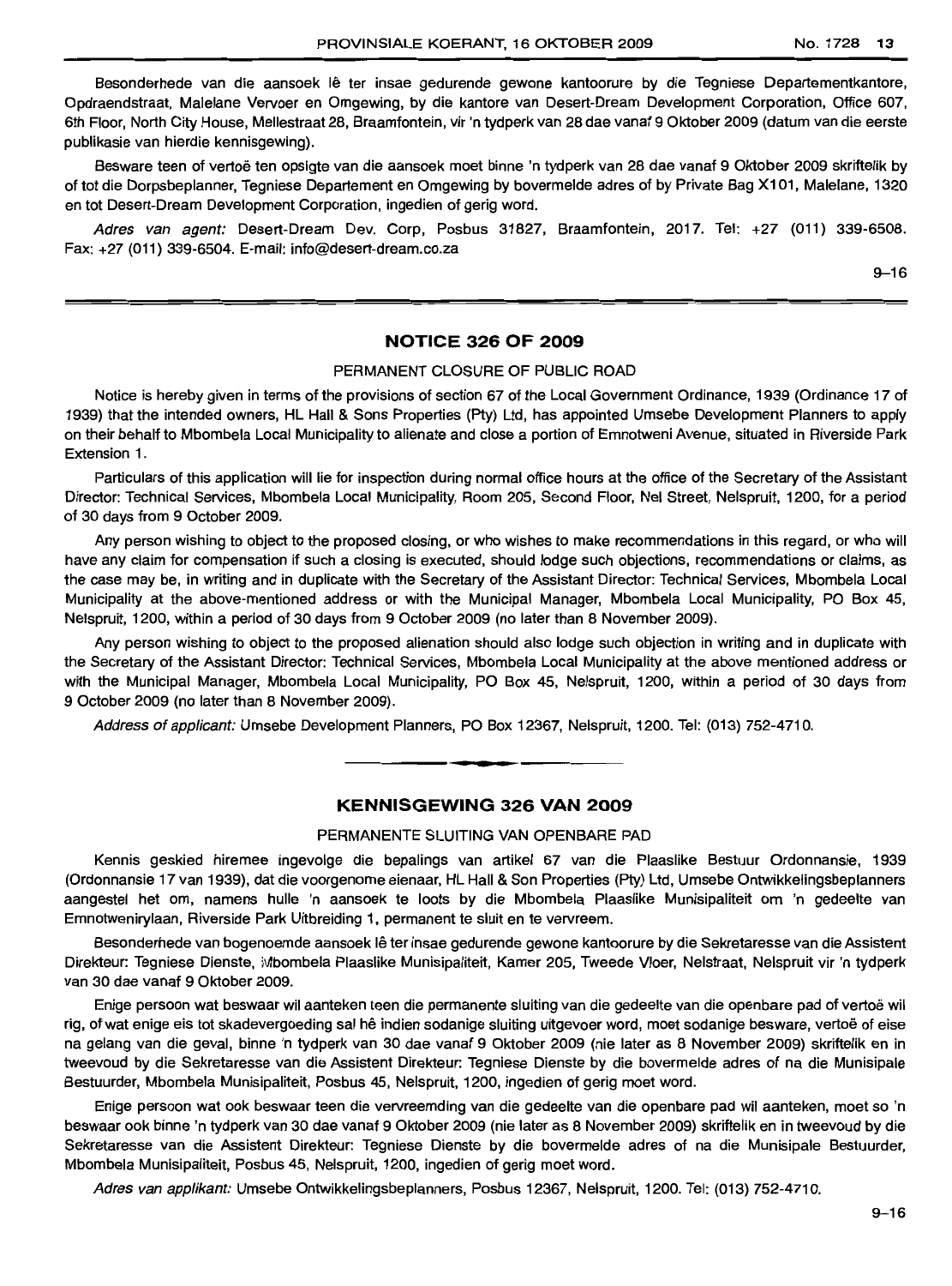Besonderhede van die aansoek lê ter insae gedurende gewone kantoorure by die Tegniese Departementkantore, Opdraendstraat, Malelane Vervoer en Omgewing, by die kantore van Desert-Dream Development Corporation, Office 607, 6th Floor, North City House, Mellestraat 28, Braamfontein, vir 'n tydperk van 28 dae vanaf 9 Oktober 2009 (datum van die eerste publikasie van hierdie kennisgewing).

Besware teen of vertoë ten opsigte van die aansoek moet binne 'n tydperk van 28 dae vanaf 9 Oktober 2009 skriftelik by of tot die Dorpsbeplanner, Tegniese Departement en Omgewing by bovermelde adres of by Private Bag X101, Malelane, 1320 en tot Desert-Dream Development Corporation, ingedien of gerig word.

*Adres van agent:* Desert-Dream Dev. Corp, Posbus 31827, Braamfontein, 2017. Tel: +27 (011) 339-6508. Fax: +27 (011) 339-6504. E-mail: info@desert-dream.co.za

9–16

## NOTICE 326 OF 2009

PERMANENT CLOSURE OF PUBLIC ROAD

Notice is hereby given in terms of the provisions of section 67 of the Local Government Ordinance, 1939 (Ordinance 17 of 1939) that the intended owners, HL Hall & Sons Properties (Pty) Ltd, has appointed Umsebe Development Planners to apply on their behalf to Mbombela Local Municipality to alienate and close a portion of Emnotweni Avenue, situated in Riverside Park Extension 1.

Particulars of this application will lie for inspection during normal office hours at the office of the Secretary of the Assistant Director: Technical Services, Mbombela Local Municipality, Room 205, Second Floor, Nel Street, Nelspruit, 1200, for a period of 30 days from 9 October 2009.

Any person wishing to object to the proposed closing, or who wishes to make recommendations in this regard, or who will have any claim for compensation if such a closing is executed, should lodge such objections, recommendations or claims, as the case may be, in writing and in duplicate with the Secretary of the Assistant Director: Technical Services, Mbombela Local Municipality at the above-mentioned address or with the Municipal Manager, Mbombela Local Municipality, PO Box 45, Nelspruit, 1200, within a period of 30 days from 9 October 2009 (no later than 8 November 2009).

Any person wishing to object to the proposed alienation should also lodge such objection in writing and in duplicate with the Secretary of the Assistant Director: Technical Services, Mbombela Local Municipality at the above mentioned address or with the Municipal Manager, Mbombela Local Municipality, PO Box 45, Nelspruit, 1200, within a period of 30 days from 9 October 2009 (no later than 8 November 2009).

*Address of applicant:* Umsebe Development Planners, PO Box 12367, Nelspruit, 1200. Tel: (013) 752-4710.

## KENNISGEWING 326 VAN 2009

PERMANENTE SLUITING VAN OPENBARE PAD

Kennis geskied hiermee ingevolge die bepalings van artikel 67 van die Plaaslike Bestuur Ordonnansie, 1939 (Ordonnansie 17 van 1939), dat die voorgenome eienaar, HL Hall & Son Properties (Pty) Ltd, Umsebe Ontwikkelingsbeplanners aangestel het om, namens hulle 'n aansoek te loots by die Mbombela Plaaslike Munisipaliteit om 'n gedeelte van Emnotwenirylaan, Riverside Park Uitbreiding 1, permanent te sluit en te vervreem.

Besonderhede van bogenoemde aansoek lê ter insae gedurende gewone kantoorure by die Sekretaresse van die Assistent Direkteur: Tegniese Dienste, Mbombela Plaaslike Munisipaliteit, Kamer 205, Tweede Vloer, Nelstraat, Nelspruit vir 'n tydperk van 30 dae vanaf 9 Oktober 2009.

Enige persoon wat beswaar wil aanteken teen die permanente sluiting van die gedeelte van die openbare pad of vertoë wil rig, of wat enige eis tot skadevergoeding sal hê indien sodanige sluiting uitgevoer word, moet sodanige besware, vertoë of eise na gelang van die geval, binne 'n tydperk van 30 dae vanaf 9 Oktober 2009 (nie later as 8 November 2009) skriftelik en in tweevoud by die Sekretaresse van die Assistent Direkteur: Tegniese Dienste by die bovermelde adres of na die Munisipale Bestuurder, Mbombela Munisipaliteit, Posbus 45, Nelspruit, 1200, ingedien of gerig moet word.

Enige persoon wat ook beswaar teen die vervreemding van die gedeelte van die openbare pad wil aanteken, moet so 'n beswaar ook binne 'n tydperk van 30 dae vanaf 9 Oktober 2009 (nie later as 8 November 2009) skriftelik en in tweevoud by die Sekretaresse van die Assistent Direkteur: Tegniese Dienste by die bovermelde adres of na die Munisipale Bestuurder, Mbombela Munisipaliteit, Posbus 45, Nelspruit, 1200, ingedien of gerig moet word.

*Adres van applikant:* Umsebe Ontwikkelingsbeplanners, Posbus 12367, Nelspruit, 1200. Tel: (013) 752-4710.

9–16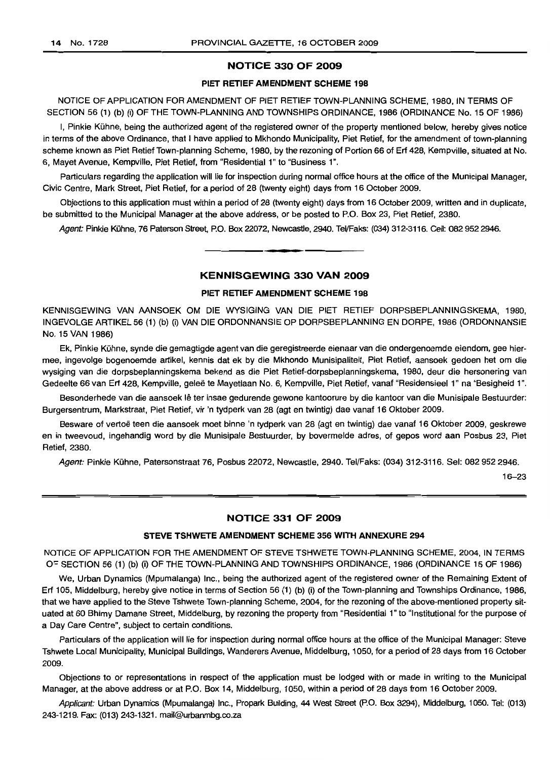## NOTICE 330 OF 2009

### PIET RETIEF AMENDMENT SCHEME 198

NOTICE OF APPLICATION FOR AMENDMENT OF PIET RETIEF TOWN-PLANNING SCHEME, 1980, IN TERMS OF SECTION 56 (1) (b) (i) OF THE TOWN-PLANNING AND TOWNSHIPS ORDINANCE, 1986 (ORDINANCE No. 15 OF 1986)

I, Pinkie Kühne, being the authorized agent of the registered owner of the property mentioned below, hereby gives notice in terms of the above Ordinance, that I have applied to Mkhondo Municipality, Piet Retief, for the amendment of town-planning scheme known as Piet Retief Town-planning Scheme, 1980, by the rezoning of Portion 66 of Erf 428, Kempville, situated at No. 6, Mayet Avenue, Kempville, Piet Retief, from "Residential 1" to "Business 1".

Particulars regarding the application will lie for inspection during normal office hours at the office of the Municipal Manager, Civic Centre, Mark Street, Piet Retief, for a period of 28 (twenty eight) days from 16 October 2009.

Objections to this application must within a period of 28 (twenty eight) days from 16 October 2009, written and in duplicate, be submitted to the Municipal Manager at the above address, or be posted to P.O. Box 23, Piet Retief, 2380.

*Agent:* Pinkie Kühne, 76 Paterson Street, P.O. Box 22072, Newcastle, 2940. Tel/Faks: (034) 312-3116. Cell: 082 952 2946.

---

## KENNISGEWING 330 VAN 2009

### PIET RETIEF AMENDMENT SCHEME 198

KENNISGEWING VAN AANSOEK OM DIE WYSIGING VAN DIE PIET RETIEF DORPSBEPLANNINGSKEMA, 1980, INGEVOLGE ARTIKEL 56 (1) (b) (i) VAN DIE ORDONNANSIE OP DORPSBEPLANNING EN DORPE, 1986 (ORDONNANSIE No. 15 VAN 1986)

Ek, Pinkie Kühne, synde die gemagtigde agent van die geregistreerde eienaar van die ondergenoemde eiendom, gee hiermee, ingevolge bogenoemde artikel, kennis dat ek by die Mkhondo Munisipaliteit, Piet Retief, aansoek gedoen het om die wysiging van die dorpsbeplanningskema bekend as die Piet Retief-dorpsbeplanningskema, 1980, deur die hersonering van Gedeelte 66 van Erf 428, Kempville, geleë te Mayetlaan No. 6, Kempville, Piet Retief, vanaf "Residensieel 1" na "Besigheid 1".

Besonderhede van die aansoek lê ter insae gedurende gewone kantoorure by die kantoor van die Munisipale Bestuurder: Burgersentrum, Markstraat, Piet Retief, vir 'n tydperk van 28 (agt en twintig) dae vanaf 16 Oktober 2009.

Besware of vertoë teen die aansoek moet binne 'n tydperk van 28 (agt en twintig) dae vanaf 16 Oktober 2009, geskrewe en in tweevoud, ingehandig word by die Munisipale Bestuurder, by bovermelde adres, of gepos word aan Posbus 23, Piet Retief, 2380.

*Agent:* Pinkie Kühne, Patersonstraat 76, Posbus 22072, Newcastle, 2940. Tel/Faks: (034) 312-3116. Sel: 082 952 2946.

16–23

---

## NOTICE 331 OF 2009

### STEVE TSHWETE AMENDMENT SCHEME 356 WITH ANNEXURE 294

NOTICE OF APPLICATION FOR THE AMENDMENT OF STEVE TSHWETE TOWN-PLANNING SCHEME, 2004, IN TERMS OF SECTION 56 (1) (b) (i) OF THE TOWN-PLANNING AND TOWNSHIPS ORDINANCE, 1986 (ORDINANCE 15 OF 1986)

We, Urban Dynamics (Mpumalanga) Inc., being the authorized agent of the registered owner of the Remaining Extent of Erf 105, Middelburg, hereby give notice in terms of Section 56 (1) (b) (i) of the Town-planning and Townships Ordinance, 1986, that we have applied to the Steve Tshwete Town-planning Scheme, 2004, for the rezoning of the above-mentioned property situated at 60 Bhimy Damane Street, Middelburg, by rezoning the property from "Residential 1" to "Institutional for the purpose of a Day Care Centre", subject to certain conditions.

Particulars of the application will lie for inspection during normal office hours at the office of the Municipal Manager: Steve Tshwete Local Municipality, Municipal Buildings, Wanderers Avenue, Middelburg, 1050, for a period of 28 days from 16 October 2009.

Objections to or representations in respect of the application must be lodged with or made in writing to the Municipal Manager, at the above address or at P.O. Box 14, Middelburg, 1050, within a period of 28 days from 16 October 2009.

*Applicant:* Urban Dynamics (Mpumalanga) Inc., Propark Building, 44 West Street (P.O. Box 3294), Middelburg, 1050. Tel: (013) 243-1219. Fax: (013) 243-1321. mail@urbanmbg.co.za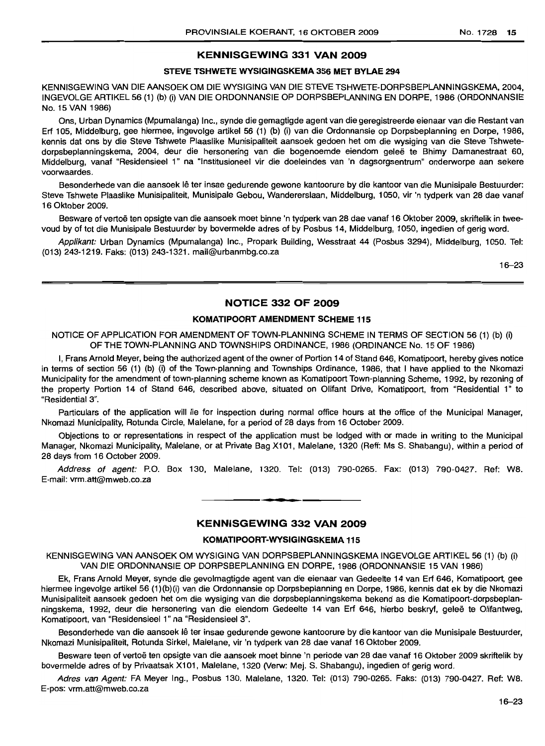## KENNISGEWING 331 VAN 2009

### STEVE TSHWETE WYSIGINGSKEMA 356 MET BYLAE 294

KENNISGEWING VAN DIE AANSOEK OM DIE WYSIGING VAN DIE STEVE TSHWETE-DORPSBEPLANNINGSKEMA, 2004, INGEVOLGE ARTIKEL 56 (1) (b) (i) VAN DIE ORDONNANSIE OP DORPSBEPLANNING EN DORPE, 1986 (ORDONNANSIE No. 15 VAN 1986)

Ons, Urban Dynamics (Mpumalanga) Inc., synde die gemagtigde agent van die geregistreerde eienaar van die Restant van Erf 105, Middelburg, gee hiermee, ingevolge artikel 56 (1) (b) (i) van die Ordonnansie op Dorpsbeplanning en Dorpe, 1986, kennis dat ons by die Steve Tshwete Plaaslike Munisipaliteit aansoek gedoen het om die wysiging van die Steve Tshwete-dorpsbeplanningskema, 2004, deur die hersonering van die bogenoemde eiendom geleë te Bhimy Damanestraat 60, Middelburg, vanaf "Residensieel 1" na "Institusioneel vir die doeleindes van 'n dagsorgsentrum" onderworpe aan sekere voorwaardes.

Besonderhede van die aansoek lê ter insae gedurende gewone kantoorure by die kantoor van die Munisipale Bestuurder: Steve Tshwete Plaaslike Munisipaliteit, Munisipale Gebou, Wandererslaan, Middelburg, 1050, vir 'n tydperk van 28 dae vanaf 16 Oktober 2009.

Besware of vertoë ten opsigte van die aansoek moet binne 'n tydperk van 28 dae vanaf 16 Oktober 2009, skriftelik in tweevoud by of tot die Munisipale Bestuurder by bovermelde adres of by Posbus 14, Middelburg, 1050, ingedien of gerig word.

*Applikant:* Urban Dynamics (Mpumalanga) Inc., Propark Building, Wesstraat 44 (Posbus 3294), Middelburg, 1050. Tel: (013) 243-1219. Faks: (013) 243-1321. mail@urbanmbg.co.za

16–23

## NOTICE 332 OF 2009

### KOMATIPOORT AMENDMENT SCHEME 115

NOTICE OF APPLICATION FOR AMENDMENT OF TOWN-PLANNING SCHEME IN TERMS OF SECTION 56 (1) (b) (i) OF THE TOWN-PLANNING AND TOWNSHIPS ORDINANCE, 1986 (ORDINANCE No. 15 OF 1986)

I, Frans Arnold Meyer, being the authorized agent of the owner of Portion 14 of Stand 646, Komatipoort, hereby gives notice in terms of section 56 (1) (b) (i) of the Town-planning and Townships Ordinance, 1986, that I have applied to the Nkomazi Municipality for the amendment of town-planning scheme known as Komatipoort Town-planning Scheme, 1992, by rezoning of the property Portion 14 of Stand 646, described above, situated on Olifant Drive, Komatipoort, from "Residential 1" to "Residential 3".

Particulars of the application will lie for inspection during normal office hours at the office of the Municipal Manager, Nkomazi Municipality, Rotunda Circle, Malelane, for a period of 28 days from 16 October 2009.

Objections to or representations in respect of the application must be lodged with or made in writing to the Municipal Manager, Nkomazi Municipality, Malelane, or at Private Bag X101, Malelane, 1320 (Reff: Ms S. Shabangu), within a period of 28 days from 16 October 2009.

*Address of agent:* P.O. Box 130, Malelane, 1320. Tel: (013) 790-0265. Fax: (013) 790-0427. Ref: W8. E-mail: vrm.att@mweb.co.za

## KENNISGEWING 332 VAN 2009

### KOMATIPOORT-WYSIGINGSKEMA 115

KENNISGEWING VAN AANSOEK OM WYSIGING VAN DORPSBEPLANNINGSKEMA INGEVOLGE ARTIKEL 56 (1) (b) (i) VAN DIE ORDONNANSIE OP DORPSBEPLANNING EN DORPE, 1986 (ORDONNANSIE 15 VAN 1986)

Ek, Frans Arnold Meyer, synde die gevolmagtigde agent van die eienaar van Gedeelte 14 van Erf 646, Komatipoort, gee hiermee ingevolge artikel 56 (1)(b)(i) van die Ordonnansie op Dorpsbeplanning en Dorpe, 1986, kennis dat ek by die Nkomazi Munisipaliteit aansoek gedoen het om die wysiging van die dorpsbeplanningskema bekend as die Komatipoort-dorpsbeplanningskema, 1992, deur die hersonering van die eiendom Gedeelte 14 van Erf 646, hierbo beskryf, geleë te Olifantweg, Komatipoort, van "Residensieel 1" na "Residensieel 3".

Besonderhede van die aansoek lê ter insae gedurende gewone kantoorure by die kantoor van die Munisipale Bestuurder, Nkomazi Munisipaliteit, Rotunda Sirkel, Malelane, vir 'n tydperk van 28 dae vanaf 16 Oktober 2009.

Besware teen of vertoë ten opsigte van die aansoek moet binne 'n periode van 28 dae vanaf 16 Oktober 2009 skriftelik by bovermelde adres of by Privaatsak X101, Malelane, 1320 (Verw: Mej. S. Shabangu), ingedien of gerig word.

*Adres van Agent:* FA Meyer Ing., Posbus 130, Malelane, 1320. Tel: (013) 790-0265. Faks: (013) 790-0427. Ref: W8. E-pos: vrm.att@mweb.co.za

16–23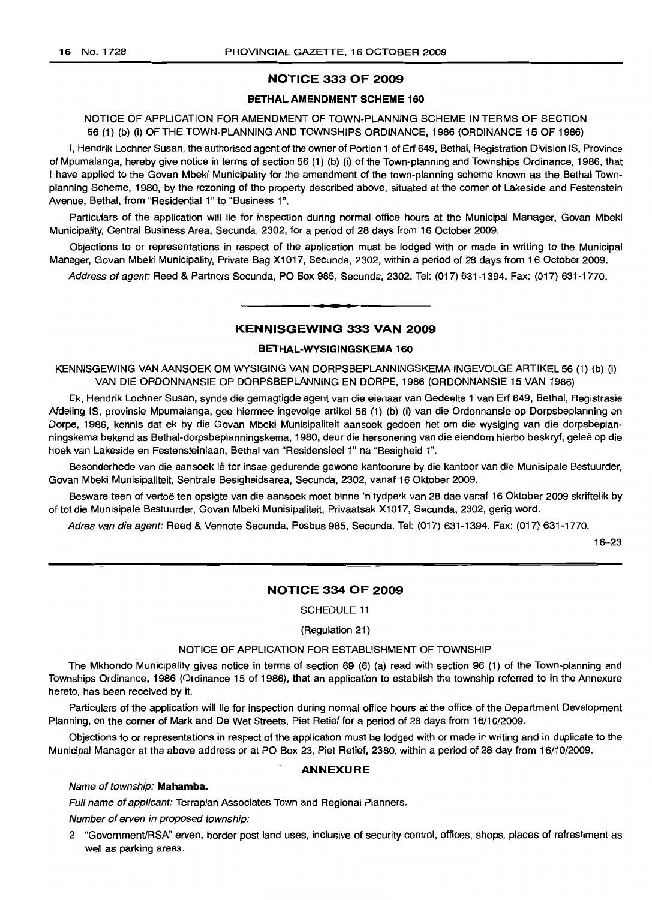## NOTICE 333 OF 2009

### BETHAL AMENDMENT SCHEME 160

NOTICE OF APPLICATION FOR AMENDMENT OF TOWN-PLANNING SCHEME IN TERMS OF SECTION 56 (1) (b) (i) OF THE TOWN-PLANNING AND TOWNSHIPS ORDINANCE, 1986 (ORDINANCE 15 OF 1986)

I, Hendrik Lochner Susan, the authorised agent of the owner of Portion 1 of Erf 649, Bethal, Registration Division IS, Province of Mpumalanga, hereby give notice in terms of section 56 (1) (b) (i) of the Town-planning and Townships Ordinance, 1986, that I have applied to the Govan Mbeki Municipality for the amendment of the town-planning scheme known as the Bethal Town-planning Scheme, 1980, by the rezoning of the property described above, situated at the corner of Lakeside and Festenstein Avenue, Bethal, from "Residential 1" to "Business 1".

Particulars of the application will lie for inspection during normal office hours at the Municipal Manager, Govan Mbeki Municipality, Central Business Area, Secunda, 2302, for a period of 28 days from 16 October 2009.

Objections to or representations in respect of the application must be lodged with or made in writing to the Municipal Manager, Govan Mbeki Municipality, Private Bag X1017, Secunda, 2302, within a period of 28 days from 16 October 2009.

*Address of agent:* Reed & Partners Secunda, PO Box 985, Secunda, 2302. Tel: (017) 631-1394. Fax: (017) 631-1770.

---

## KENNISGEWING 333 VAN 2009

### BETHAL-WYSIGINGSKEMA 160

KENNISGEWING VAN AANSOEK OM WYSIGING VAN DORPSBEPLANNINGSKEMA INGEVOLGE ARTIKEL 56 (1) (b) (i) VAN DIE ORDONNANSIE OP DORPSBEPLANNING EN DORPE, 1986 (ORDONNANSIE 15 VAN 1986)

Ek, Hendrik Lochner Susan, synde die gemagtigde agent van die eienaar van Gedeelte 1 van Erf 649, Bethal, Registrasie Afdeling IS, provinsie Mpumalanga, gee hiermee ingevolge artikel 56 (1) (b) (i) van die Ordonnansie op Dorpsbeplanning en Dorpe, 1986, kennis dat ek by die Govan Mbeki Munisipaliteit aansoek gedoen het om die wysiging van die dorpsbeplanningskema bekend as Bethal-dorpsbeplanningskema, 1980, deur die hersonering van die eiendom hierbo beskryf, geleë op die hoek van Lakeside en Festensteinlaan, Bethal van "Residensieel 1" na "Besigheid 1".

Besonderhede van die aansoek lê ter insae gedurende gewone kantoorure by die kantoor van die Munisipale Bestuurder, Govan Mbeki Munisipaliteit, Sentrale Besigheidsarea, Secunda, 2302, vanaf 16 Oktober 2009.

Besware teen of vertoë ten opsigte van die aansoek moet binne 'n tydperk van 28 dae vanaf 16 Oktober 2009 skriftelik by of tot die Munisipale Bestuurder, Govan Mbeki Munisipaliteit, Privaatsak X1017, Secunda, 2302, gerig word.

*Adres van die agent:* Reed & Vennote Secunda, Posbus 985, Secunda. Tel: (017) 631-1394. Fax: (017) 631-1770.

16–23

---

## NOTICE 334 OF 2009

SCHEDULE 11

(Regulation 21)

NOTICE OF APPLICATION FOR ESTABLISHMENT OF TOWNSHIP

The Mkhondo Municipality gives notice in terms of section 69 (6) (a) read with section 96 (1) of the Town-planning and Townships Ordinance, 1986 (Ordinance 15 of 1986), that an application to establish the township referred to in the Annexure hereto, has been received by it.

Particulars of the application will lie for inspection during normal office hours at the office of the Department Development Planning, on the corner of Mark and De Wet Streets, Piet Retief for a period of 28 days from 16/10/2009.

Objections to or representations in respect of the application must be lodged with or made in writing and in duplicate to the Municipal Manager at the above address or at PO Box 23, Piet Retief, 2380, within a period of 28 day from 16/10/2009.

### ANNEXURE

*Name of township:* **Mahamba.**

*Full name of applicant:* Terraplan Associates Town and Regional Planners.

*Number of erven in proposed township:*

2 "Government/RSA" erven, border post land uses, inclusive of security control, offices, shops, places of refreshment as well as parking areas.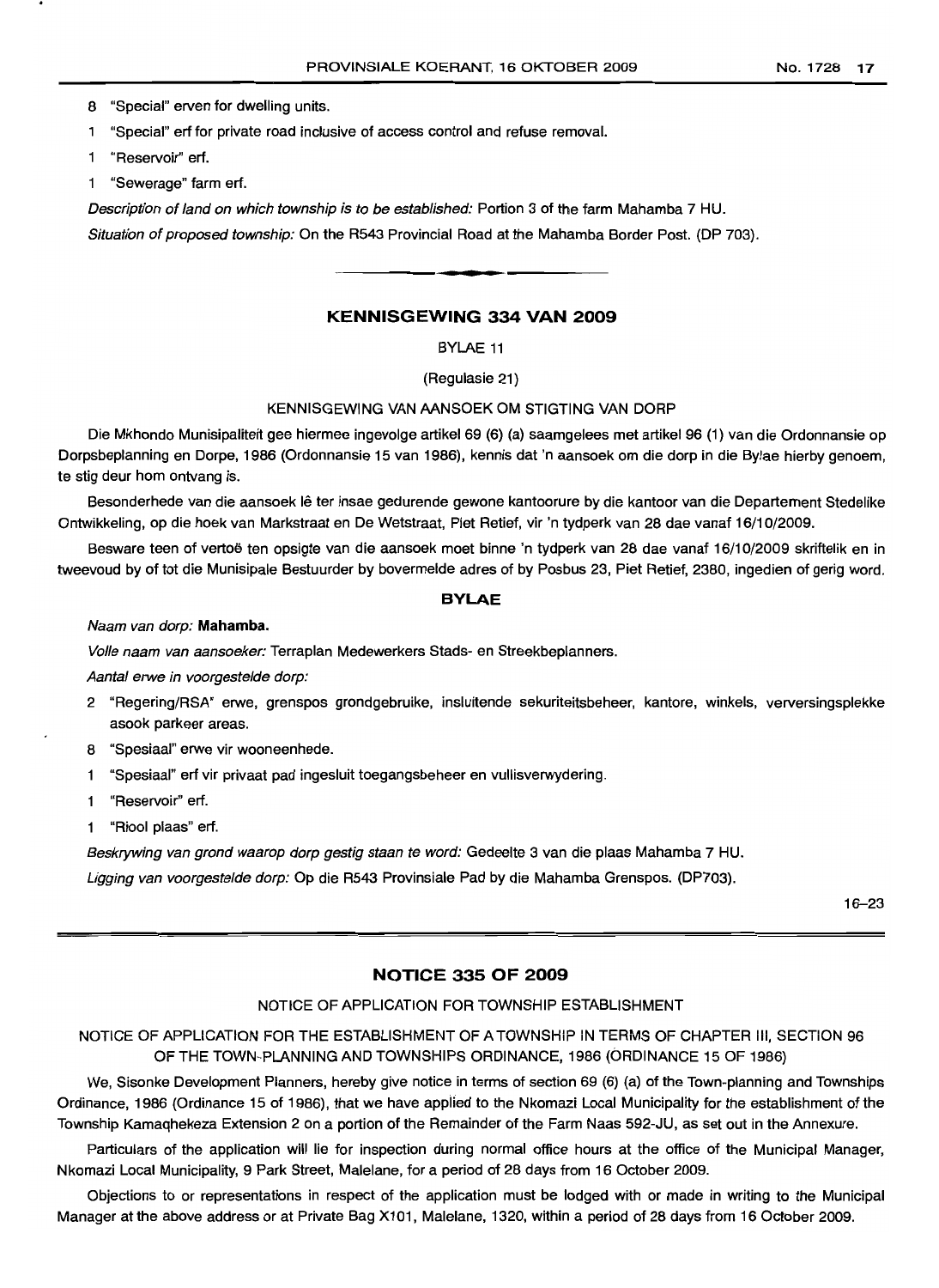8 "Special" erven for dwelling units.

1 "Special" erf for private road inclusive of access control and refuse removal.

1 "Reservoir" erf.

1 "Sewerage" farm erf.

*Description of land on which township is to be established:* Portion 3 of the farm Mahamba 7 HU.

*Situation of proposed township:* On the R543 Provincial Road at the Mahamba Border Post. (DP 703).

---

## KENNISGEWING 334 VAN 2009

BYLAE 11

(Regulasie 21)

KENNISGEWING VAN AANSOEK OM STIGTING VAN DORP

Die Mkhondo Munisipaliteit gee hiermee ingevolge artikel 69 (6) (a) saamgelees met artikel 96 (1) van die Ordonnansie op Dorpsbeplanning en Dorpe, 1986 (Ordonnansie 15 van 1986), kennis dat 'n aansoek om die dorp in die Bylae hierby genoem, te stig deur hom ontvang is.

Besonderhede van die aansoek lê ter insae gedurende gewone kantoorure by die kantoor van die Departement Stedelike Ontwikkeling, op die hoek van Markstraat en De Wetstraat, Piet Retief, vir 'n tydperk van 28 dae vanaf 16/10/2009.

Besware teen of vertoë ten opsigte van die aansoek moet binne 'n tydperk van 28 dae vanaf 16/10/2009 skriftelik en in tweevoud by of tot die Munisipale Bestuurder by bovermelde adres of by Posbus 23, Piet Retief, 2380, ingedien of gerig word.

### BYLAE

*Naam van dorp:* **Mahamba.**

*Volle naam van aansoeker:* Terraplan Medewerkers Stads- en Streekbeplanners.

*Aantal erwe in voorgestelde dorp:*

2 "Regering/RSA" erwe, grenspos grondgebruike, insluitende sekuriteitsbeheer, kantore, winkels, verversingsplekke asook parkeer areas.

8 "Spesiaal" erwe vir wooneenhede.

1 "Spesiaal" erf vir privaat pad ingesluit toegangsbeheer en vullisverwydering.

1 "Reservoir" erf.

1 "Riool plaas" erf.

*Beskrywing van grond waarop dorp gestig staan te word:* Gedeelte 3 van die plaas Mahamba 7 HU.

*Ligging van voorgestelde dorp:* Op die R543 Provinsiale Pad by die Mahamba Grenspos. (DP703).

16–23

---

## NOTICE 335 OF 2009

NOTICE OF APPLICATION FOR TOWNSHIP ESTABLISHMENT

NOTICE OF APPLICATION FOR THE ESTABLISHMENT OF A TOWNSHIP IN TERMS OF CHAPTER III, SECTION 96 OF THE TOWN-PLANNING AND TOWNSHIPS ORDINANCE, 1986 (ORDINANCE 15 OF 1986)

We, Sisonke Development Planners, hereby give notice in terms of section 69 (6) (a) of the Town-planning and Townships Ordinance, 1986 (Ordinance 15 of 1986), that we have applied to the Nkomazi Local Municipality for the establishment of the Township Kamaqhekeza Extension 2 on a portion of the Remainder of the Farm Naas 592-JU, as set out in the Annexure.

Particulars of the application will lie for inspection during normal office hours at the office of the Municipal Manager, Nkomazi Local Municipality, 9 Park Street, Malelane, for a period of 28 days from 16 October 2009.

Objections to or representations in respect of the application must be lodged with or made in writing to the Municipal Manager at the above address or at Private Bag X101, Malelane, 1320, within a period of 28 days from 16 October 2009.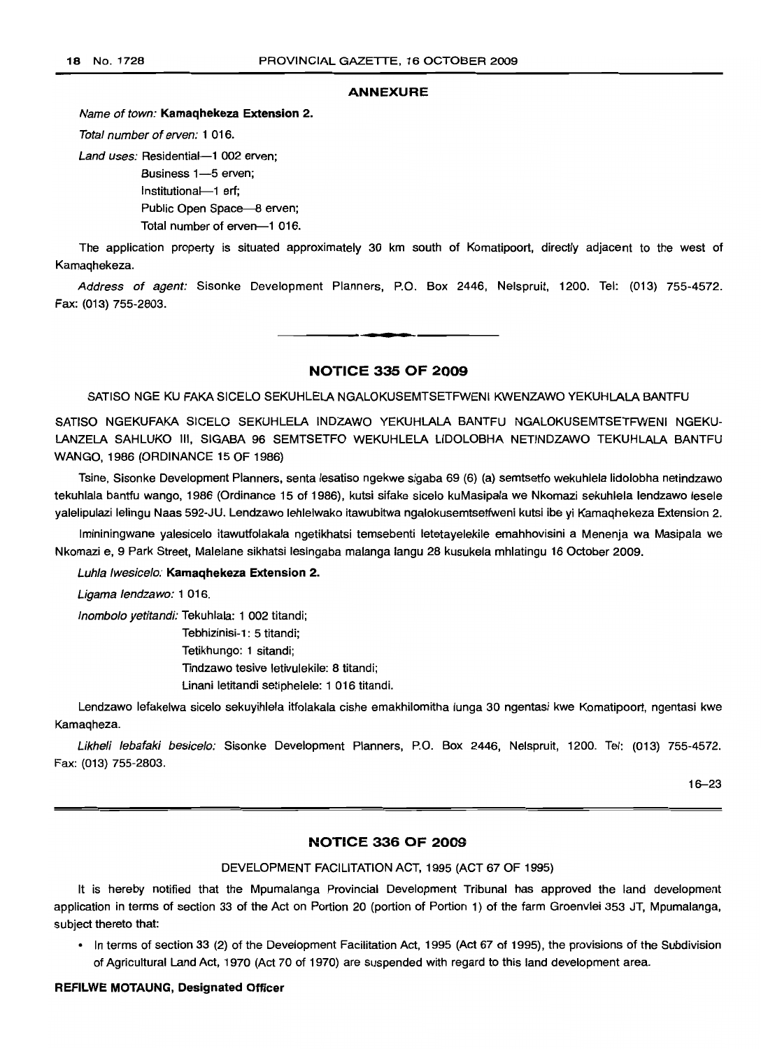## ANNEXURE

*Name of town:* **Kamaqhekeza Extension 2.**

*Total number of erven:* 1 016.

*Land uses:* Residential—1 002 erven;
Business 1—5 erven;
Institutional—1 erf;
Public Open Space—8 erven;
Total number of erven—1 016.

The application property is situated approximately 30 km south of Komatipoort, directly adjacent to the west of Kamaqhekeza.

*Address of agent:* Sisonke Development Planners, P.O. Box 2446, Nelspruit, 1200. Tel: (013) 755-4572. Fax: (013) 755-2803.

---

## NOTICE 335 OF 2009

SATISO NGE KU FAKA SICELO SEKUHLELA NGALOKUSEMTSETFWENI KWENZAWO YEKUHLALA BANTFU

SATISO NGEKUFAKA SICELO SEKUHLELA INDZAWO YEKUHLALA BANTFU NGALOKUSEMTSETFWENI NGEKULANZELA SAHLUKO III, SIGABA 96 SEMTSETFO WEKUHLELA LIDOLOBHA NETINDZAWO TEKUHLALA BANTFU WANGO, 1986 (ORDINANCE 15 OF 1986)

Tsine, Sisonke Development Planners, senta lesatiso ngekwe sigaba 69 (6) (a) semtsetfo wekuhlela lidolobha netindzawo tekuhlala bantfu wango, 1986 (Ordinance 15 of 1986), kutsi sifake sicelo kuMasipala we Nkomazi sekuhlela lendzawo lesele yalelipulazi lelingu Naas 592-JU. Lendzawo lehlelwako itawubitwa ngalokusemtsetfweni kutsi ibe yi Kamaqhekeza Extension 2.

Imininingwane yalesicelo itawutfolakala ngetikhatsi temsebenti letetayelekile emahhovisini a Menenja wa Masipala we Nkomazi e, 9 Park Street, Malelane sikhatsi lesingaba malanga langu 28 kusukela mhlatingu 16 October 2009.

*Luhla lwesicelo:* **Kamaqhekeza Extension 2.**

*Ligama lendzawo:* 1 016.

*Inombolo yetitandi:* Tekuhlala: 1 002 titandi;
Tebhizinisi-1: 5 titandi;
Tetikhungo: 1 sitandi;
Tindzawo tesive letivulekile: 8 titandi;
Linani letitandi setiphelele: 1 016 titandi.

Lendzawo lefakelwa sicelo sekuyihlela itfolakala cishe emakhilomitha lunga 30 ngentasi kwe Komatipoort, ngentasi kwe Kamaqheza.

*Likheli lebafaki besicelo:* Sisonke Development Planners, P.O. Box 2446, Nelspruit, 1200. Tel: (013) 755-4572. Fax: (013) 755-2803.

16–23

---

## NOTICE 336 OF 2009

DEVELOPMENT FACILITATION ACT, 1995 (ACT 67 OF 1995)

It is hereby notified that the Mpumalanga Provincial Development Tribunal has approved the land development application in terms of section 33 of the Act on Portion 20 (portion of Portion 1) of the farm Groenvlei 353 JT, Mpumalanga, subject thereto that:

- In terms of section 33 (2) of the Development Facilitation Act, 1995 (Act 67 of 1995), the provisions of the Subdivision of Agricultural Land Act, 1970 (Act 70 of 1970) are suspended with regard to this land development area.

**REFILWE MOTAUNG, Designated Officer**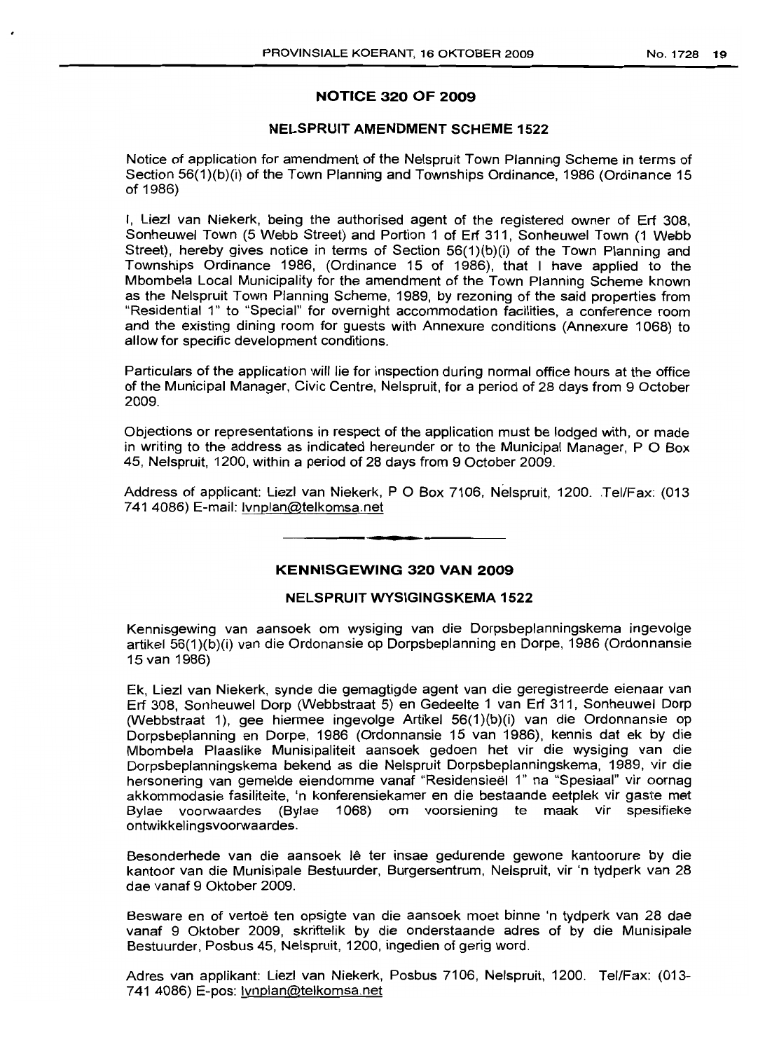## NOTICE 320 OF 2009

### NELSPRUIT AMENDMENT SCHEME 1522

Notice of application for amendment of the Nelspruit Town Planning Scheme in terms of Section 56(1)(b)(i) of the Town Planning and Townships Ordinance, 1986 (Ordinance 15 of 1986)

I, Liezl van Niekerk, being the authorised agent of the registered owner of Erf 308, Sonheuwel Town (5 Webb Street) and Portion 1 of Erf 311, Sonheuwel Town (1 Webb Street), hereby gives notice in terms of Section 56(1)(b)(i) of the Town Planning and Townships Ordinance 1986, (Ordinance 15 of 1986), that I have applied to the Mbombela Local Municipality for the amendment of the Town Planning Scheme known as the Nelspruit Town Planning Scheme, 1989, by rezoning of the said properties from "Residential 1" to "Special" for overnight accommodation facilities, a conference room and the existing dining room for guests with Annexure conditions (Annexure 1068) to allow for specific development conditions.

Particulars of the application will lie for inspection during normal office hours at the office of the Municipal Manager, Civic Centre, Nelspruit, for a period of 28 days from 9 October 2009.

Objections or representations in respect of the application must be lodged with, or made in writing to the address as indicated hereunder or to the Municipal Manager, P O Box 45, Nelspruit, 1200, within a period of 28 days from 9 October 2009.

Address of applicant: Liezl van Niekerk, P O Box 7106, Nelspruit, 1200. Tel/Fax: (013 741 4086) E-mail: lvnplan@telkomsa.net

---

## KENNISGEWING 320 VAN 2009

### NELSPRUIT WYSIGINGSKEMA 1522

Kennisgewing van aansoek om wysiging van die Dorpsbeplanningskema ingevolge artikel 56(1)(b)(i) van die Ordonansie op Dorpsbeplanning en Dorpe, 1986 (Ordonnansie 15 van 1986)

Ek, Liezl van Niekerk, synde die gemagtigde agent van die geregistreerde eienaar van Erf 308, Sonheuwel Dorp (Webbstraat 5) en Gedeelte 1 van Erf 311, Sonheuwel Dorp (Webbstraat 1), gee hiermee ingevolge Artikel 56(1)(b)(i) van die Ordonnansie op Dorpsbeplanning en Dorpe, 1986 (Ordonnansie 15 van 1986), kennis dat ek by die Mbombela Plaaslike Munisipaliteit aansoek gedoen het vir die wysiging van die Dorpsbeplanningskema bekend as die Nelspruit Dorpsbeplanningskema, 1989, vir die hersonering van gemelde eiendomme vanaf "Residensieël 1" na "Spesiaal" vir oornag akkommodasie fasiliteite, 'n konferensiekamer en die bestaande eetplek vir gaste met Bylae voorwaardes (Bylae 1068) om voorsiening te maak vir spesifieke ontwikkelingsvoorwaardes.

Besonderhede van die aansoek lê ter insae gedurende gewone kantoorure by die kantoor van die Munisipale Bestuurder, Burgersentrum, Nelspruit, vir 'n tydperk van 28 dae vanaf 9 Oktober 2009.

Besware en of vertoë ten opsigte van die aansoek moet binne 'n tydperk van 28 dae vanaf 9 Oktober 2009, skriftelik by die onderstaande adres of by die Munisipale Bestuurder, Posbus 45, Nelspruit, 1200, ingedien of gerig word.

Adres van applikant: Liezl van Niekerk, Posbus 7106, Nelspruit, 1200. Tel/Fax: (013-741 4086) E-pos: lvnplan@telkomsa.net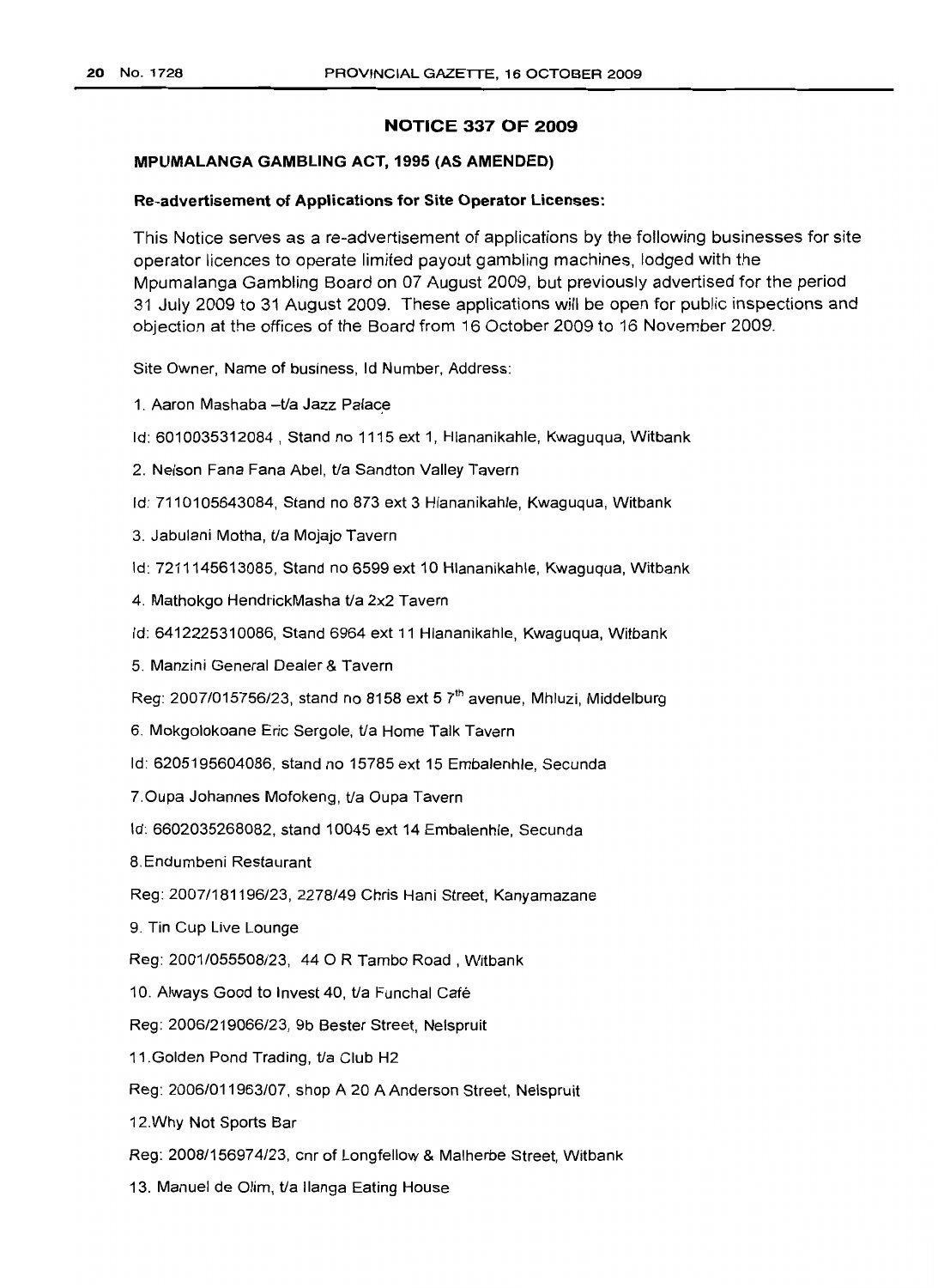## NOTICE 337 OF 2009

### MPUMALANGA GAMBLING ACT, 1995 (AS AMENDED)

**Re-advertisement of Applications for Site Operator Licenses:**

This Notice serves as a re-advertisement of applications by the following businesses for site operator licences to operate limited payout gambling machines, lodged with the Mpumalanga Gambling Board on 07 August 2009, but previously advertised for the period 31 July 2009 to 31 August 2009. These applications will be open for public inspections and objection at the offices of the Board from 16 October 2009 to 16 November 2009.

Site Owner, Name of business, Id Number, Address:

1. Aaron Mashaba –t/a Jazz Palace

Id: 6010035312084 , Stand no 1115 ext 1, Hlananikahle, Kwaguqua, Witbank

2. Nelson Fana Fana Abel, t/a Sandton Valley Tavern

Id: 7110105643084, Stand no 873 ext 3 Hlananikahle, Kwaguqua, Witbank

3. Jabulani Motha, t/a Mojajo Tavern

Id: 7211145613085, Stand no 6599 ext 10 Hlananikahle, Kwaguqua, Witbank

4. Mathokgo HendrickMasha t/a 2x2 Tavern

Id: 6412225310086, Stand 6964 ext 11 Hlananikahle, Kwaguqua, Witbank

5. Manzini General Dealer & Tavern

Reg: 2007/015756/23, stand no 8158 ext 5 7th avenue, Mhluzi, Middelburg

6. Mokgolokoane Eric Sergole, t/a Home Talk Tavern

Id: 6205195604086, stand no 15785 ext 15 Embalenhle, Secunda

7. Oupa Johannes Mofokeng, t/a Oupa Tavern

Id: 6602035268082, stand 10045 ext 14 Embalenhle, Secunda

8. Endumbeni Restaurant

Reg: 2007/181196/23, 2278/49 Chris Hani Street, Kanyamazane

9. Tin Cup Live Lounge

Reg: 2001/055508/23, 44 O R Tambo Road , Witbank

10. Always Good to Invest 40, t/a Funchal Café

Reg: 2006/219066/23, 9b Bester Street, Nelspruit

11. Golden Pond Trading, t/a Club H2

Reg: 2006/011963/07, shop A 20 A Anderson Street, Nelspruit

12. Why Not Sports Bar

Reg: 2008/156974/23, cnr of Longfellow & Malherbe Street, Witbank

13. Manuel de Olim, t/a Ilanga Eating House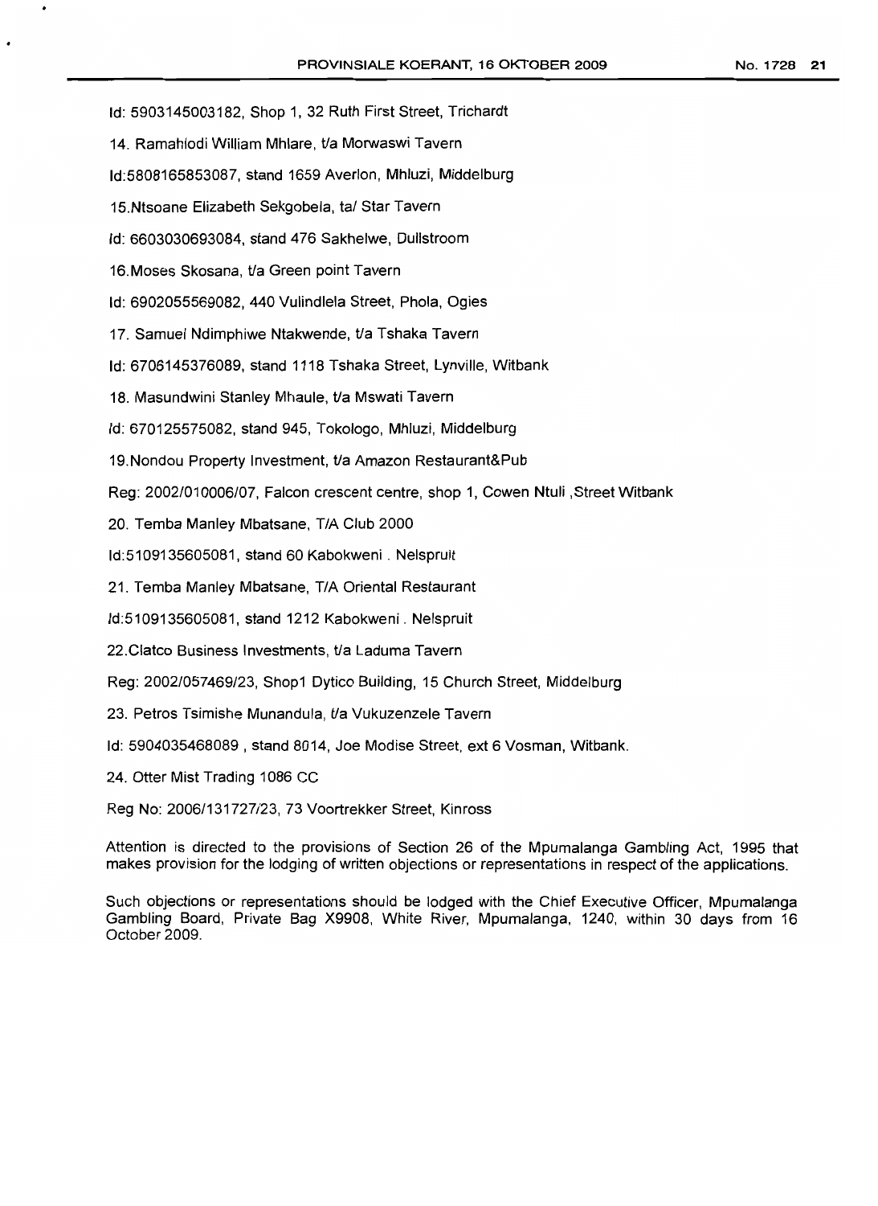Id: 5903145003182, Shop 1, 32 Ruth First Street, Trichardt

14. Ramahlodi William Mhlare, t/a Morwaswi Tavern

Id:5808165853087, stand 1659 Averlon, Mhluzi, Middelburg

15.Ntsoane Elizabeth Sekgobela, ta/ Star Tavern

Id: 6603030693084, stand 476 Sakhelwe, Dullstroom

16.Moses Skosana, t/a Green point Tavern

Id: 6902055569082, 440 Vulindlela Street, Phola, Ogies

17. Samuel Ndimphiwe Ntakwende, t/a Tshaka Tavern

Id: 6706145376089, stand 1118 Tshaka Street, Lynville, Witbank

18. Masundwini Stanley Mhaule, t/a Mswati Tavern

Id: 670125575082, stand 945, Tokologo, Mhluzi, Middelburg

19.Nondou Property Investment, t/a Amazon Restaurant&Pub

Reg: 2002/010006/07, Falcon crescent centre, shop 1, Cowen Ntuli ,Street Witbank

20. Temba Manley Mbatsane, T/A Club 2000

Id:5109135605081, stand 60 Kabokweni . Nelspruit

21. Temba Manley Mbatsane, T/A Oriental Restaurant

Id:5109135605081, stand 1212 Kabokweni . Nelspruit

22.Clatco Business Investments, t/a Laduma Tavern

Reg: 2002/057469/23, Shop1 Dytico Building, 15 Church Street, Middelburg

23. Petros Tsimishe Munandula, t/a Vukuzenzele Tavern

Id: 5904035468089 , stand 8014, Joe Modise Street, ext 6 Vosman, Witbank.

24. Otter Mist Trading 1086 CC

Reg No: 2006/131727/23, 73 Voortrekker Street, Kinross

Attention is directed to the provisions of Section 26 of the Mpumalanga Gambling Act, 1995 that makes provision for the lodging of written objections or representations in respect of the applications.

Such objections or representations should be lodged with the Chief Executive Officer, Mpumalanga Gambling Board, Private Bag X9908, White River, Mpumalanga, 1240, within 30 days from 16 October 2009.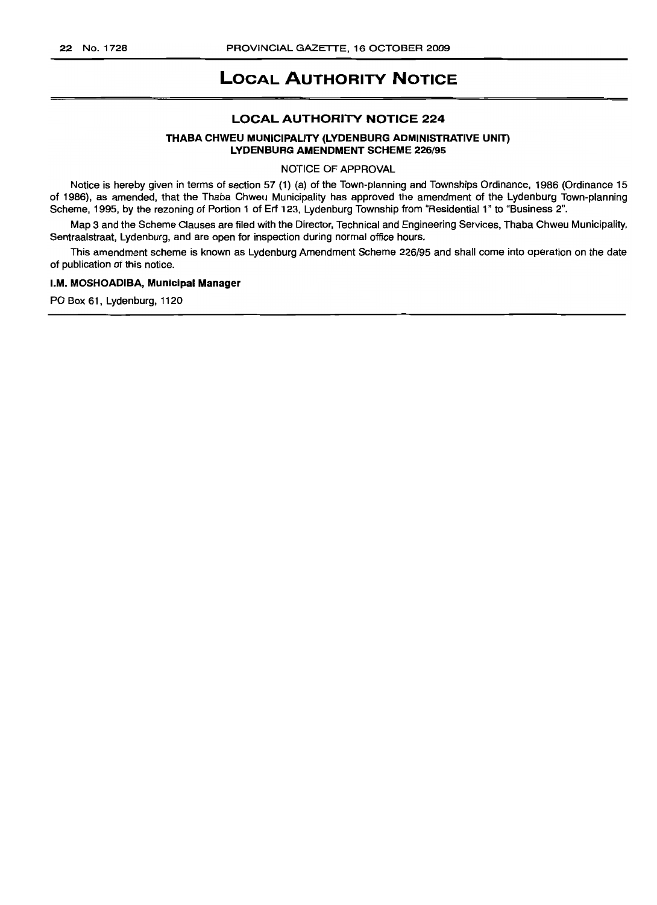# LOCAL AUTHORITY NOTICE

## LOCAL AUTHORITY NOTICE 224

### THABA CHWEU MUNICIPALITY (LYDENBURG ADMINISTRATIVE UNIT) LYDENBURG AMENDMENT SCHEME 226/95

NOTICE OF APPROVAL

Notice is hereby given in terms of section 57 (1) (a) of the Town-planning and Townships Ordinance, 1986 (Ordinance 15 of 1986), as amended, that the Thaba Chweu Municipality has approved the amendment of the Lydenburg Town-planning Scheme, 1995, by the rezoning of Portion 1 of Erf 123, Lydenburg Township from "Residential 1" to "Business 2".

Map 3 and the Scheme Clauses are filed with the Director, Technical and Engineering Services, Thaba Chweu Municipality, Sentraalstraat, Lydenburg, and are open for inspection during normal office hours.

This amendment scheme is known as Lydenburg Amendment Scheme 226/95 and shall come into operation on the date of publication of this notice.

**I.M. MOSHOADIBA, Municipal Manager**

PO Box 61, Lydenburg, 1120